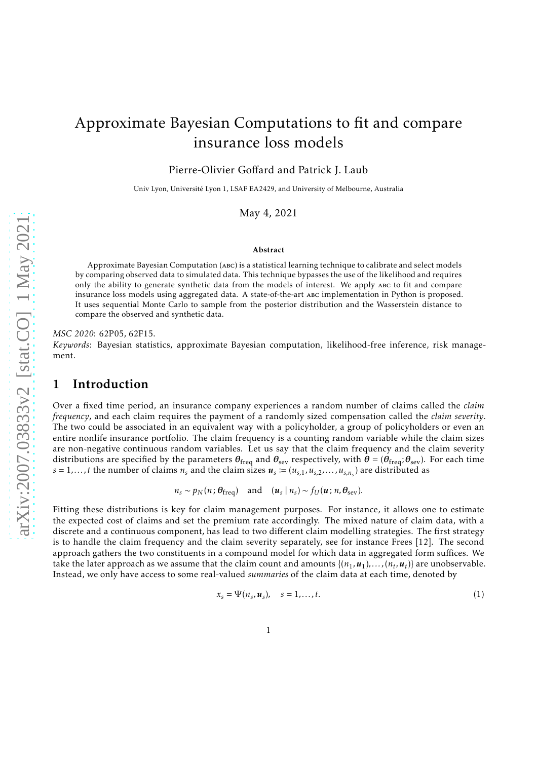# Approximate Bayesian Computations to fit and compare insurance loss models

Pierre-Olivier Goffard and Patrick J. Laub

Univ Lyon, Université Lyon 1, LSAF EA2429, and University of Melbourne, Australia

May 4, 2021

**Abstract**

Approximate Bayesian Computation (ABC) is a statistical learning technique to calibrate and select models by comparing observed data to simulated data. This technique bypasses the use of the likelihood and requires only the ability to generate synthetic data from the models of interest. We apply ABC to fit and compare insurance loss models using aggregated data. A state-of-the-art ABC implementation in Python is proposed. It uses sequential Monte Carlo to sample from the posterior distribution and the Wasserstein distance to compare the observed and synthetic data.

*MSC 2020*: 62P05, 62F15.

*Keywords*: Bayesian statistics, approximate Bayesian computation, likelihood-free inference, risk management.

## 1 Introduction

Over a fixed time period, an insurance company experiences a random number of claims called the *claim frequency*, and each claim requires the payment of a randomly sized compensation called the *claim severity*. The two could be associated in an equivalent way with a policyholder, a group of policyholders or even an entire nonlife insurance portfolio. The claim frequency is a counting random variable while the claim sizes are non-negative continuous random variables. Let us say that the claim frequency and the claim severity distributions are specified by the parameters $\boldsymbol{\theta}_{\text{freq}}$ and $\boldsymbol{\theta}_{\text{sev}}$ respectively, with $\boldsymbol{\theta} = (\boldsymbol{\theta}_{\text{freq}}; \boldsymbol{\theta}_{\text{sev}})$. For each time $s = 1, \dots, t$ the number of claims $n_s$ and the claim sizes $\boldsymbol{u}_s := (u_{s,1}, u_{s,2}, \dots, u_{s,n_s})$ are distributed as

$$n_s \sim p_N(n\,; \boldsymbol{\theta}_{\text{freq}}) \quad \text{and} \quad (\boldsymbol{u}_s \mid n_s) \sim f_U(\boldsymbol{u}\,; n, \boldsymbol{\theta}_{\text{sev}}).$$

Fitting these distributions is key for claim management purposes. For instance, it allows one to estimate the expected cost of claims and set the premium rate accordingly. The mixed nature of claim data, with a discrete and a continuous component, has lead to two different claim modelling strategies. The first strategy is to handle the claim frequency and the claim severity separately, see for instance Frees [12]. The second approach gathers the two constituents in a compound model for which data in aggregated form suffices. We take the later approach as we assume that the claim count and amounts $\{(n_1, \boldsymbol{u}_1), \dots, (n_t, \boldsymbol{u}_t)\}$ are unobservable. Instead, we only have access to some real-valued *summaries* of the claim data at each time, denoted by

$$x_s = \Psi(n_s, \boldsymbol{u}_s), \quad s = 1, \dots, t. \tag{1}$$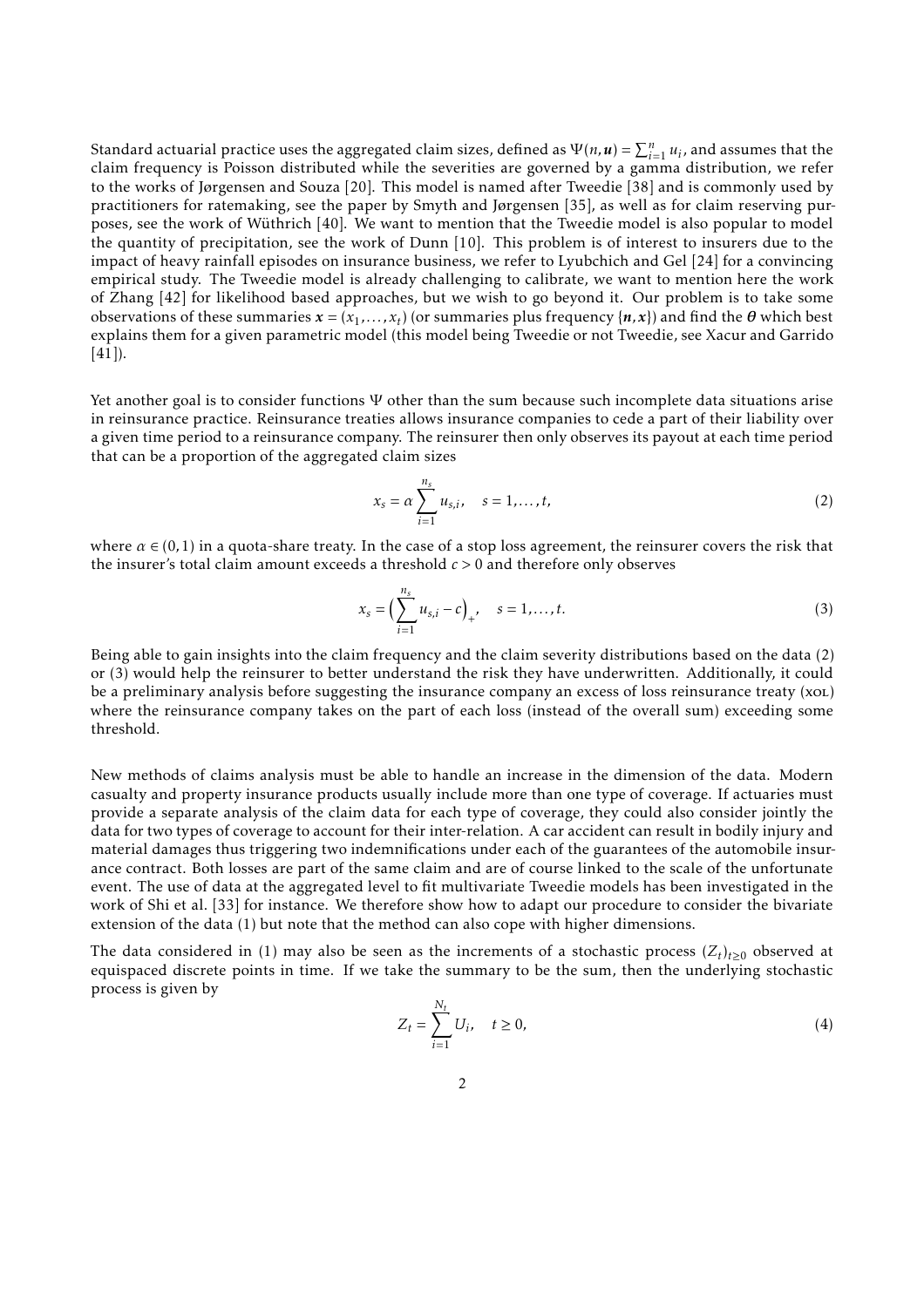Standard actuarial practice uses the aggregated claim sizes, defined as $\Psi(n, \boldsymbol{u}) = \sum_{i=1}^{n} u_i$, and assumes that the claim frequency is Poisson distributed while the severities are governed by a gamma distribution, we refer to the works of Jørgensen and Souza [20]. This model is named after Tweedie [38] and is commonly used by practitioners for ratemaking, see the paper by Smyth and Jørgensen [35], as well as for claim reserving purposes, see the work of Wüthrich [40]. We want to mention that the Tweedie model is also popular to model the quantity of precipitation, see the work of Dunn [10]. This problem is of interest to insurers due to the impact of heavy rainfall episodes on insurance business, we refer to Lyubchich and Gel [24] for a convincing empirical study. The Tweedie model is already challenging to calibrate, we want to mention here the work of Zhang [42] for likelihood based approaches, but we wish to go beyond it. Our problem is to take some observations of these summaries $\boldsymbol{x} = (x_1, \ldots, x_t)$ (or summaries plus frequency $\{\boldsymbol{n}, \boldsymbol{x}\}$) and find the $\boldsymbol{\theta}$ which best explains them for a given parametric model (this model being Tweedie or not Tweedie, see Xacur and Garrido [41]).

Yet another goal is to consider functions $\Psi$ other than the sum because such incomplete data situations arise in reinsurance practice. Reinsurance treaties allows insurance companies to cede a part of their liability over a given time period to a reinsurance company. The reinsurer then only observes its payout at each time period that can be a proportion of the aggregated claim sizes

$$x_s = \alpha \sum_{i=1}^{n_s} u_{s,i}, \quad s = 1, \ldots, t, \tag{2}$$

where $\alpha \in (0,1)$ in a quota-share treaty. In the case of a stop loss agreement, the reinsurer covers the risk that the insurer's total claim amount exceeds a threshold $c > 0$ and therefore only observes

$$x_s = \Big( \sum_{i=1}^{n_s} u_{s,i} - c \Big)_+, \quad s = 1, \ldots, t. \tag{3}$$

Being able to gain insights into the claim frequency and the claim severity distributions based on the data (2) or (3) would help the reinsurer to better understand the risk they have underwritten. Additionally, it could be a preliminary analysis before suggesting the insurance company an excess of loss reinsurance treaty (xol) where the reinsurance company takes on the part of each loss (instead of the overall sum) exceeding some threshold.

New methods of claims analysis must be able to handle an increase in the dimension of the data. Modern casualty and property insurance products usually include more than one type of coverage. If actuaries must provide a separate analysis of the claim data for each type of coverage, they could also consider jointly the data for two types of coverage to account for their inter-relation. A car accident can result in bodily injury and material damages thus triggering two indemnifications under each of the guarantees of the automobile insurance contract. Both losses are part of the same claim and are of course linked to the scale of the unfortunate event. The use of data at the aggregated level to fit multivariate Tweedie models has been investigated in the work of Shi et al. [33] for instance. We therefore show how to adapt our procedure to consider the bivariate extension of the data (1) but note that the method can also cope with higher dimensions.

The data considered in (1) may also be seen as the increments of a stochastic process $(Z_t)_{t \geq 0}$ observed at equispaced discrete points in time. If we take the summary to be the sum, then the underlying stochastic process is given by

$$Z_t = \sum_{i=1}^{N_t} U_i, \quad t \geq 0, \tag{4}$$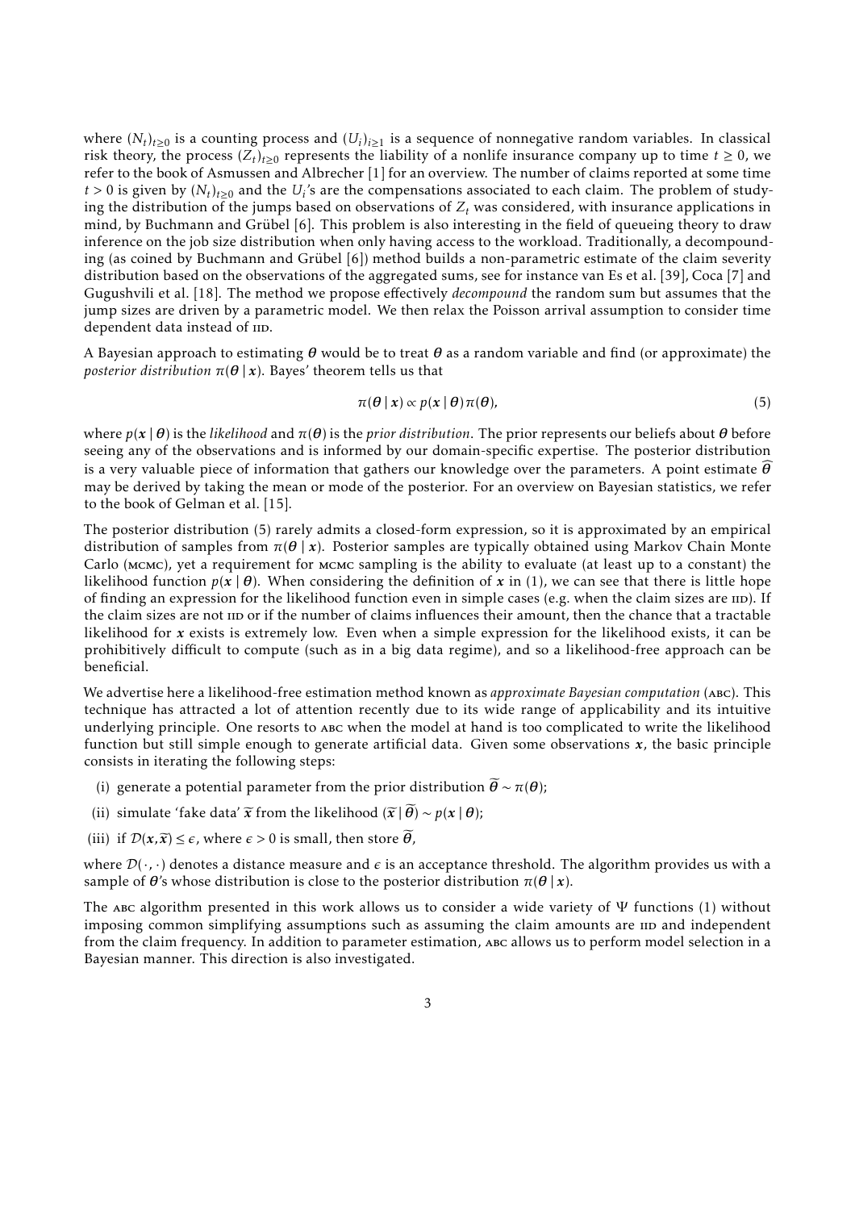where $(N_t)_{t\geq 0}$ is a counting process and $(U_i)_{i\geq 1}$ is a sequence of nonnegative random variables. In classical risk theory, the process $(Z_t)_{t\geq 0}$ represents the liability of a nonlife insurance company up to time $t \geq 0$, we refer to the book of Asmussen and Albrecher [1] for an overview. The number of claims reported at some time $t > 0$ is given by $(N_t)_{t\geq 0}$ and the $U_i$'s are the compensations associated to each claim. The problem of studying the distribution of the jumps based on observations of $Z_t$ was considered, with insurance applications in mind, by Buchmann and Grübel [6]. This problem is also interesting in the field of queueing theory to draw inference on the job size distribution when only having access to the workload. Traditionally, a decompounding (as coined by Buchmann and Grübel [6]) method builds a non-parametric estimate of the claim severity distribution based on the observations of the aggregated sums, see for instance van Es et al. [39], Coca [7] and Gugushvili et al. [18]. The method we propose effectively *decompound* the random sum but assumes that the jump sizes are driven by a parametric model. We then relax the Poisson arrival assumption to consider time dependent data instead of IID.

A Bayesian approach to estimating $\boldsymbol{\theta}$ would be to treat $\boldsymbol{\theta}$ as a random variable and find (or approximate) the *posterior distribution* $\pi(\boldsymbol{\theta} \mid \boldsymbol{x})$. Bayes' theorem tells us that

$$\pi(\boldsymbol{\theta} \mid \boldsymbol{x}) \propto p(\boldsymbol{x} \mid \boldsymbol{\theta})\pi(\boldsymbol{\theta}), \tag{5}$$

where $p(\boldsymbol{x} \mid \boldsymbol{\theta})$ is the *likelihood* and $\pi(\boldsymbol{\theta})$ is the *prior distribution*. The prior represents our beliefs about $\boldsymbol{\theta}$ before seeing any of the observations and is informed by our domain-specific expertise. The posterior distribution is a very valuable piece of information that gathers our knowledge over the parameters. A point estimate $\widehat{\boldsymbol{\theta}}$ may be derived by taking the mean or mode of the posterior. For an overview on Bayesian statistics, we refer to the book of Gelman et al. [15].

The posterior distribution (5) rarely admits a closed-form expression, so it is approximated by an empirical distribution of samples from $\pi(\boldsymbol{\theta} \mid \boldsymbol{x})$. Posterior samples are typically obtained using Markov Chain Monte Carlo (MCMC), yet a requirement for MCMC sampling is the ability to evaluate (at least up to a constant) the likelihood function $p(\boldsymbol{x} \mid \boldsymbol{\theta})$. When considering the definition of $\boldsymbol{x}$ in (1), we can see that there is little hope of finding an expression for the likelihood function even in simple cases (e.g. when the claim sizes are IID). If the claim sizes are not IID or if the number of claims influences their amount, then the chance that a tractable likelihood for $\boldsymbol{x}$ exists is extremely low. Even when a simple expression for the likelihood exists, it can be prohibitively difficult to compute (such as in a big data regime), and so a likelihood-free approach can be beneficial.

We advertise here a likelihood-free estimation method known as *approximate Bayesian computation* (ABC). This technique has attracted a lot of attention recently due to its wide range of applicability and its intuitive underlying principle. One resorts to ABC when the model at hand is too complicated to write the likelihood function but still simple enough to generate artificial data. Given some observations $\boldsymbol{x}$, the basic principle consists in iterating the following steps:

(i) generate a potential parameter from the prior distribution $\widetilde{\boldsymbol{\theta}} \sim \pi(\boldsymbol{\theta})$;

(ii) simulate 'fake data' $\widetilde{\boldsymbol{x}}$ from the likelihood $(\widetilde{\boldsymbol{x}} \mid \widetilde{\boldsymbol{\theta}}) \sim p(\boldsymbol{x} \mid \boldsymbol{\theta})$;

(iii) if $\mathcal{D}(\boldsymbol{x}, \widetilde{\boldsymbol{x}}) \leq \epsilon$, where $\epsilon > 0$ is small, then store $\widetilde{\boldsymbol{\theta}}$,

where $\mathcal{D}(\cdot, \cdot)$ denotes a distance measure and $\epsilon$ is an acceptance threshold. The algorithm provides us with a sample of $\boldsymbol{\theta}$'s whose distribution is close to the posterior distribution $\pi(\boldsymbol{\theta} \mid \boldsymbol{x})$.

The ABC algorithm presented in this work allows us to consider a wide variety of $\Psi$ functions (1) without imposing common simplifying assumptions such as assuming the claim amounts are IID and independent from the claim frequency. In addition to parameter estimation, ABC allows us to perform model selection in a Bayesian manner. This direction is also investigated.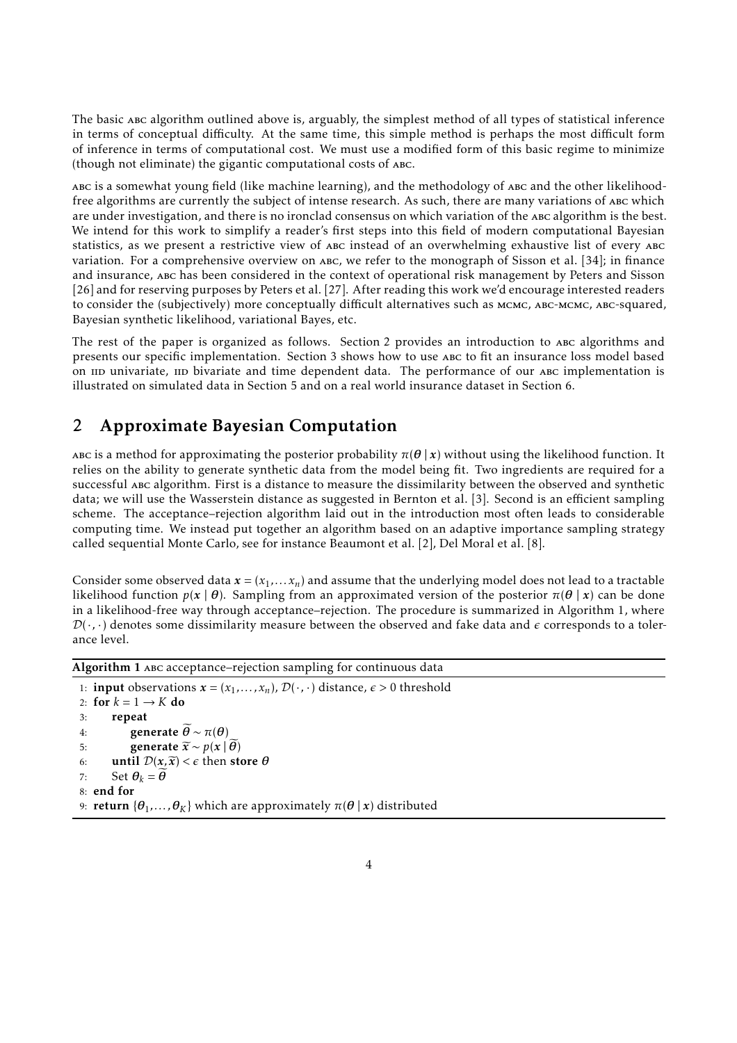The basic ABC algorithm outlined above is, arguably, the simplest method of all types of statistical inference in terms of conceptual difficulty. At the same time, this simple method is perhaps the most difficult form of inference in terms of computational cost. We must use a modified form of this basic regime to minimize (though not eliminate) the gigantic computational costs of ABC.

ABC is a somewhat young field (like machine learning), and the methodology of ABC and the other likelihood-free algorithms are currently the subject of intense research. As such, there are many variations of ABC which are under investigation, and there is no ironclad consensus on which variation of the ABC algorithm is the best. We intend for this work to simplify a reader's first steps into this field of modern computational Bayesian statistics, as we present a restrictive view of ABC instead of an overwhelming exhaustive list of every ABC variation. For a comprehensive overview on ABC, we refer to the monograph of Sisson et al. [34]; in finance and insurance, ABC has been considered in the context of operational risk management by Peters and Sisson [26] and for reserving purposes by Peters et al. [27]. After reading this work we'd encourage interested readers to consider the (subjectively) more conceptually difficult alternatives such as MCMC, ABC-MCMC, ABC-squared, Bayesian synthetic likelihood, variational Bayes, etc.

The rest of the paper is organized as follows. Section 2 provides an introduction to ABC algorithms and presents our specific implementation. Section 3 shows how to use ABC to fit an insurance loss model based on IID univariate, IID bivariate and time dependent data. The performance of our ABC implementation is illustrated on simulated data in Section 5 and on a real world insurance dataset in Section 6.

## 2 Approximate Bayesian Computation

ABC is a method for approximating the posterior probability $\pi(\boldsymbol{\theta} \mid \boldsymbol{x})$ without using the likelihood function. It relies on the ability to generate synthetic data from the model being fit. Two ingredients are required for a successful ABC algorithm. First is a distance to measure the dissimilarity between the observed and synthetic data; we will use the Wasserstein distance as suggested in Bernton et al. [3]. Second is an efficient sampling scheme. The acceptance–rejection algorithm laid out in the introduction most often leads to considerable computing time. We instead put together an algorithm based on an adaptive importance sampling strategy called sequential Monte Carlo, see for instance Beaumont et al. [2], Del Moral et al. [8].

Consider some observed data $\boldsymbol{x} = (x_1, \ldots x_n)$ and assume that the underlying model does not lead to a tractable likelihood function $p(\boldsymbol{x} \mid \boldsymbol{\theta})$. Sampling from an approximated version of the posterior $\pi(\boldsymbol{\theta} \mid \boldsymbol{x})$ can be done in a likelihood-free way through acceptance–rejection. The procedure is summarized in Algorithm 1, where $\mathcal{D}(\cdot, \cdot)$ denotes some dissimilarity measure between the observed and fake data and $\epsilon$ corresponds to a tolerance level.

**Algorithm 1** ABC acceptance–rejection sampling for continuous data

```
1: input observations x = (x_1, ..., x_n), D(·,·) distance, ε > 0 threshold
2: for k = 1 → K do
3:     repeat
4:         generate θ̃ ~ π(θ)
5:         generate x̃ ~ p(x | θ̃)
6:     until D(x, x̃) < ε then store θ
7:     Set θ_k = θ̃
8: end for
9: return {θ_1, ..., θ_K} which are approximately π(θ | x) distributed
```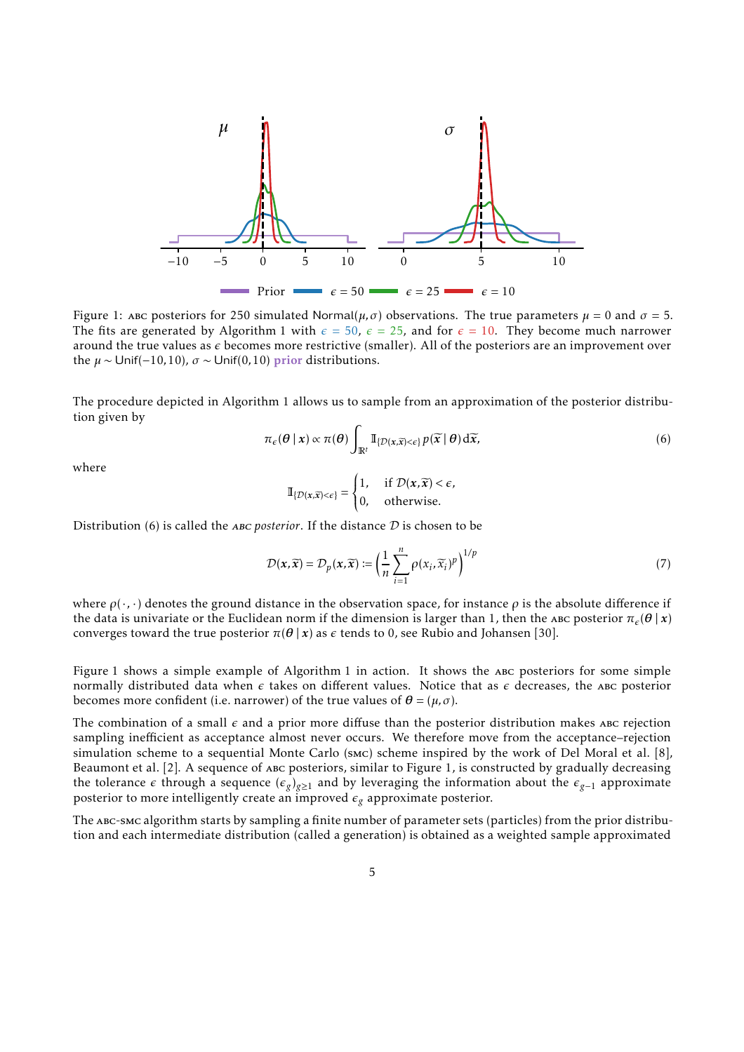Figure 1: ABC posteriors for 250 simulated Normal$(\mu, \sigma)$ observations. The true parameters $\mu = 0$ and $\sigma = 5$. The fits are generated by Algorithm 1 with $\epsilon = 50$, $\epsilon = 25$, and for $\epsilon = 10$. They become much narrower around the true values as $\epsilon$ becomes more restrictive (smaller). All of the posteriors are an improvement over the $\mu \sim \mathsf{Unif}(-10, 10)$, $\sigma \sim \mathsf{Unif}(0, 10)$ prior distributions.

The procedure depicted in Algorithm 1 allows us to sample from an approximation of the posterior distribution given by

$$\pi_\epsilon(\boldsymbol{\theta} \mid \boldsymbol{x}) \propto \pi(\boldsymbol{\theta}) \int_{\mathbb{R}^t} \mathbb{I}_{\{\mathcal{D}(\boldsymbol{x}, \widetilde{\boldsymbol{x}}) < \epsilon\}} \, p(\widetilde{\boldsymbol{x}} \mid \boldsymbol{\theta}) \, \mathrm{d}\widetilde{\boldsymbol{x}}, \tag{6}$$

where

$$\mathbb{I}_{\{\mathcal{D}(\boldsymbol{x}, \widetilde{\boldsymbol{x}}) < \epsilon\}} = \begin{cases} 1, & \text{if } \mathcal{D}(\boldsymbol{x}, \widetilde{\boldsymbol{x}}) < \epsilon, \\ 0, & \text{otherwise.} \end{cases}$$

Distribution (6) is called the *ABC posterior*. If the distance $\mathcal{D}$ is chosen to be

$$\mathcal{D}(\boldsymbol{x}, \widetilde{\boldsymbol{x}}) = \mathcal{D}_p(\boldsymbol{x}, \widetilde{\boldsymbol{x}}) := \left( \frac{1}{n} \sum_{i=1}^{n} \rho(x_i, \widetilde{x}_i)^p \right)^{1/p} \tag{7}$$

where $\rho(\cdot, \cdot)$ denotes the ground distance in the observation space, for instance $\rho$ is the absolute difference if the data is univariate or the Euclidean norm if the dimension is larger than 1, then the ABC posterior $\pi_\epsilon(\boldsymbol{\theta} \mid \boldsymbol{x})$ converges toward the true posterior $\pi(\boldsymbol{\theta} \mid \boldsymbol{x})$ as $\epsilon$ tends to 0, see Rubio and Johansen [30].

Figure 1 shows a simple example of Algorithm 1 in action. It shows the ABC posteriors for some simple normally distributed data when $\epsilon$ takes on different values. Notice that as $\epsilon$ decreases, the ABC posterior becomes more confident (i.e. narrower) of the true values of $\boldsymbol{\theta} = (\mu, \sigma)$.

The combination of a small $\epsilon$ and a prior more diffuse than the posterior distribution makes ABC rejection sampling inefficient as acceptance almost never occurs. We therefore move from the acceptance–rejection simulation scheme to a sequential Monte Carlo (SMC) scheme inspired by the work of Del Moral et al. [8], Beaumont et al. [2]. A sequence of ABC posteriors, similar to Figure 1, is constructed by gradually decreasing the tolerance $\epsilon$ through a sequence $(\epsilon_g)_{g \geq 1}$ and by leveraging the information about the $\epsilon_{g-1}$ approximate posterior to more intelligently create an improved $\epsilon_g$ approximate posterior.

The ABC-SMC algorithm starts by sampling a finite number of parameter sets (particles) from the prior distribution and each intermediate distribution (called a generation) is obtained as a weighted sample approximated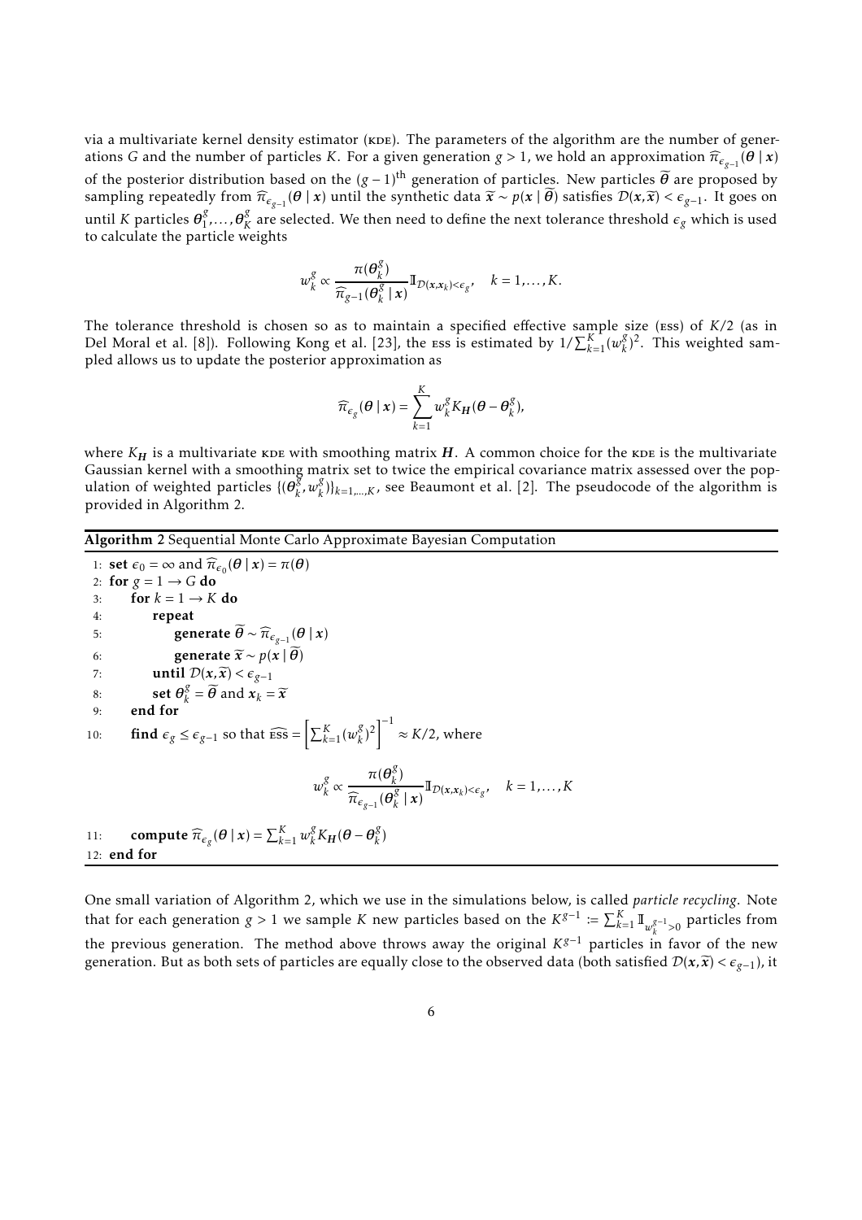via a multivariate kernel density estimator (KDE). The parameters of the algorithm are the number of generations $G$ and the number of particles $K$. For a given generation $g > 1$, we hold an approximation $\widehat{\pi}_{\epsilon_{g-1}}(\boldsymbol{\theta} \mid \boldsymbol{x})$ of the posterior distribution based on the $(g-1)^{\text{th}}$ generation of particles. New particles $\widetilde{\boldsymbol{\theta}}$ are proposed by sampling repeatedly from $\widehat{\pi}_{\epsilon_{g-1}}(\boldsymbol{\theta} \mid \boldsymbol{x})$ until the synthetic data $\widetilde{\boldsymbol{x}} \sim p(\boldsymbol{x} \mid \widetilde{\boldsymbol{\theta}})$ satisfies $\mathcal{D}(\boldsymbol{x}, \widetilde{\boldsymbol{x}}) < \epsilon_{g-1}$. It goes on until $K$ particles $\boldsymbol{\theta}_1^g, \ldots, \boldsymbol{\theta}_K^g$ are selected. We then need to define the next tolerance threshold $\epsilon_g$ which is used to calculate the particle weights

$$w_k^g \propto \frac{\pi(\boldsymbol{\theta}_k^g)}{\widehat{\pi}_{g-1}(\boldsymbol{\theta}_k^g \mid \boldsymbol{x})} \mathbb{I}_{\mathcal{D}(\boldsymbol{x}, \boldsymbol{x}_k) < \epsilon_g}, \quad k = 1, \ldots, K.$$

The tolerance threshold is chosen so as to maintain a specified effective sample size (ESS) of $K/2$ (as in Del Moral et al. [8]). Following Kong et al. [23], the ESS is estimated by $1/\sum_{k=1}^K (w_k^g)^2$. This weighted sampled allows us to update the posterior approximation as

$$\widehat{\pi}_{\epsilon_g}(\boldsymbol{\theta} \mid \boldsymbol{x}) = \sum_{k=1}^K w_k^g K_{\boldsymbol{H}}(\boldsymbol{\theta} - \boldsymbol{\theta}_k^g),$$

where $K_{\boldsymbol{H}}$ is a multivariate KDE with smoothing matrix $\boldsymbol{H}$. A common choice for the KDE is the multivariate Gaussian kernel with a smoothing matrix set to twice the empirical covariance matrix assessed over the population of weighted particles $\{(\boldsymbol{\theta}_k^g, w_k^g)\}_{k=1,\ldots,K}$, see Beaumont et al. [2]. The pseudocode of the algorithm is provided in Algorithm 2.

**Algorithm 2** Sequential Monte Carlo Approximate Bayesian Computation

```
1:  set ε_0 = ∞ and π̂_{ε_0}(θ | x) = π(θ)
2:  for g = 1 → G do
3:      for k = 1 → K do
4:          repeat
5:              generate θ̃ ~ π̂_{ε_{g-1}}(θ | x)
6:              generate x̃ ~ p(x | θ̃)
7:          until D(x, x̃) < ε_{g-1}
8:          set θ_k^g = θ̃ and x_k = x̃
9:      end for
10:     find ε_g ≤ ε_{g-1} so that ESS^ = [Σ_{k=1}^K (w_k^g)^2]^{-1} ≈ K/2, where
            w_k^g ∝ π(θ_k^g) / π̂_{ε_{g-1}}(θ_k^g | x) · I_{D(x, x_k) < ε_g},   k = 1, ..., K
11:     compute π̂_{ε_g}(θ | x) = Σ_{k=1}^K w_k^g K_H(θ − θ_k^g)
12: end for
```

In line 10, the weights are

$$w_k^g \propto \frac{\pi(\boldsymbol{\theta}_k^g)}{\widehat{\pi}_{\epsilon_{g-1}}(\boldsymbol{\theta}_k^g \mid \boldsymbol{x})} \mathbb{I}_{\mathcal{D}(\boldsymbol{x}, \boldsymbol{x}_k) < \epsilon_g}, \quad k = 1, \ldots, K$$

with $\widehat{\text{ESS}} = \left[\sum_{k=1}^K (w_k^g)^2\right]^{-1} \approx K/2$.

One small variation of Algorithm 2, which we use in the simulations below, is called *particle recycling*. Note that for each generation $g > 1$ we sample $K$ new particles based on the $K^{g-1} := \sum_{k=1}^K \mathbb{I}_{w_k^{g-1} > 0}$ particles from the previous generation. The method above throws away the original $K^{g-1}$ particles in favor of the new generation. But as both sets of particles are equally close to the observed data (both satisfied $\mathcal{D}(\boldsymbol{x}, \widetilde{\boldsymbol{x}}) < \epsilon_{g-1}$), it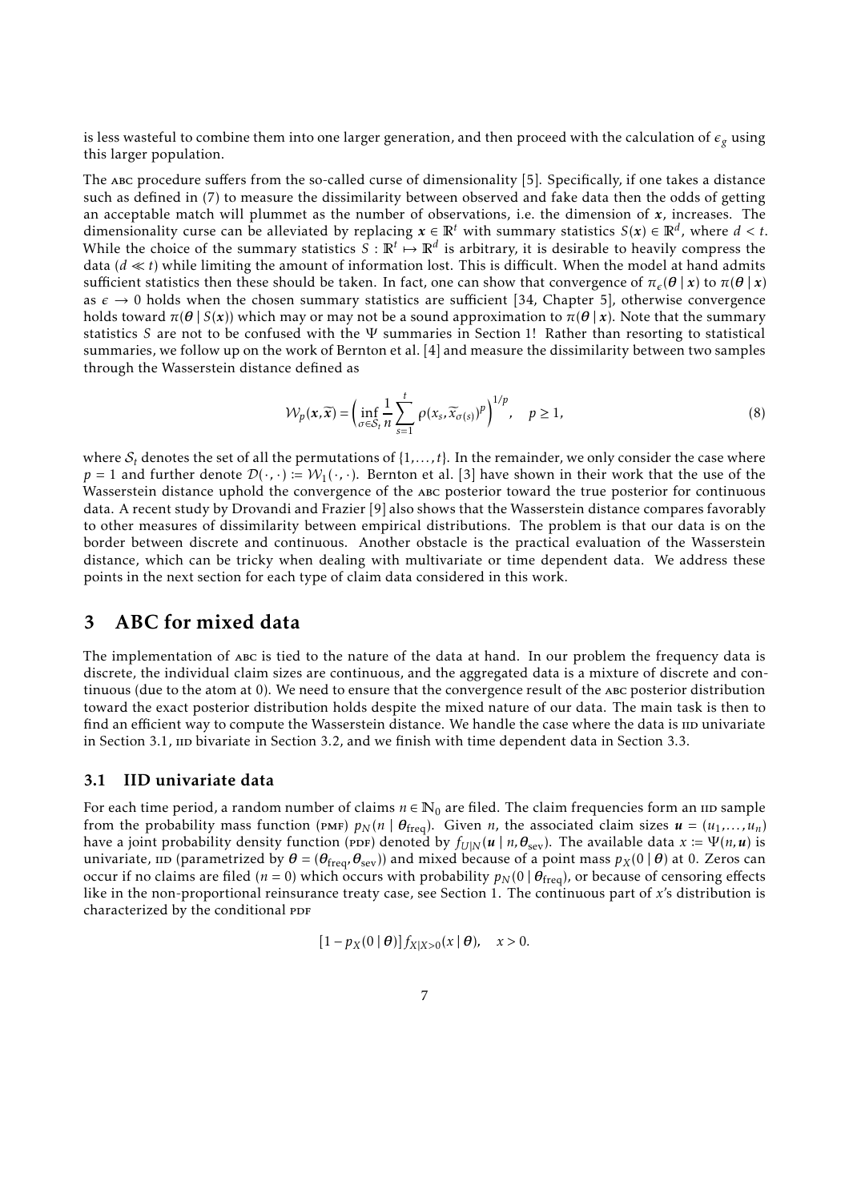is less wasteful to combine them into one larger generation, and then proceed with the calculation of $\epsilon_g$ using this larger population.

The ABC procedure suffers from the so-called curse of dimensionality [5]. Specifically, if one takes a distance such as defined in (7) to measure the dissimilarity between observed and fake data then the odds of getting an acceptable match will plummet as the number of observations, i.e. the dimension of $\boldsymbol{x}$, increases. The dimensionality curse can be alleviated by replacing $\boldsymbol{x} \in \mathbb{R}^t$ with summary statistics $S(\boldsymbol{x}) \in \mathbb{R}^d$, where $d < t$. While the choice of the summary statistics $S : \mathbb{R}^t \mapsto \mathbb{R}^d$ is arbitrary, it is desirable to heavily compress the data ($d \ll t$) while limiting the amount of information lost. This is difficult. When the model at hand admits sufficient statistics then these should be taken. In fact, one can show that convergence of $\pi_\epsilon(\boldsymbol{\theta} \mid \boldsymbol{x})$ to $\pi(\boldsymbol{\theta} \mid \boldsymbol{x})$ as $\epsilon \to 0$ holds when the chosen summary statistics are sufficient [34, Chapter 5], otherwise convergence holds toward $\pi(\boldsymbol{\theta} \mid S(\boldsymbol{x}))$ which may or may not be a sound approximation to $\pi(\boldsymbol{\theta} \mid \boldsymbol{x})$. Note that the summary statistics $S$ are not to be confused with the $\Psi$ summaries in Section 1! Rather than resorting to statistical summaries, we follow up on the work of Bernton et al. [4] and measure the dissimilarity between two samples through the Wasserstein distance defined as

$$\mathcal{W}_p(\boldsymbol{x}, \widetilde{\boldsymbol{x}}) = \left( \inf_{\sigma \in \mathcal{S}_t} \frac{1}{n} \sum_{s=1}^{t} \rho(x_s, \widetilde{x}_{\sigma(s)})^p \right)^{1/p}, \quad p \geq 1, \tag{8}$$

where $\mathcal{S}_t$ denotes the set of all the permutations of $\{1, \ldots, t\}$. In the remainder, we only consider the case where $p = 1$ and further denote $\mathcal{D}(\cdot, \cdot) := \mathcal{W}_1(\cdot, \cdot)$. Bernton et al. [3] have shown in their work that the use of the Wasserstein distance uphold the convergence of the ABC posterior toward the true posterior for continuous data. A recent study by Drovandi and Frazier [9] also shows that the Wasserstein distance compares favorably to other measures of dissimilarity between empirical distributions. The problem is that our data is on the border between discrete and continuous. Another obstacle is the practical evaluation of the Wasserstein distance, which can be tricky when dealing with multivariate or time dependent data. We address these points in the next section for each type of claim data considered in this work.

# 3 ABC for mixed data

The implementation of ABC is tied to the nature of the data at hand. In our problem the frequency data is discrete, the individual claim sizes are continuous, and the aggregated data is a mixture of discrete and continuous (due to the atom at 0). We need to ensure that the convergence result of the ABC posterior distribution toward the exact posterior distribution holds despite the mixed nature of our data. The main task is then to find an efficient way to compute the Wasserstein distance. We handle the case where the data is IID univariate in Section 3.1, IID bivariate in Section 3.2, and we finish with time dependent data in Section 3.3.

## 3.1 IID univariate data

For each time period, a random number of claims $n \in \mathbb{N}_0$ are filed. The claim frequencies form an IID sample from the probability mass function (PMF) $p_N(n \mid \boldsymbol{\theta}_{\text{freq}})$. Given $n$, the associated claim sizes $\boldsymbol{u} = (u_1, \ldots, u_n)$ have a joint probability density function (PDF) denoted by $f_{U|N}(\boldsymbol{u} \mid n, \boldsymbol{\theta}_{\text{sev}})$. The available data $x := \Psi(n, \boldsymbol{u})$ is univariate, IID (parametrized by $\boldsymbol{\theta} = (\boldsymbol{\theta}_{\text{freq}}, \boldsymbol{\theta}_{\text{sev}})$) and mixed because of a point mass $p_X(0 \mid \boldsymbol{\theta})$ at 0. Zeros can occur if no claims are filed ($n = 0$) which occurs with probability $p_N(0 \mid \boldsymbol{\theta}_{\text{freq}})$, or because of censoring effects like in the non-proportional reinsurance treaty case, see Section 1. The continuous part of $x$'s distribution is characterized by the conditional PDF

$$[1 - p_X(0 \mid \boldsymbol{\theta})] f_{X|X>0}(x \mid \boldsymbol{\theta}), \quad x > 0.$$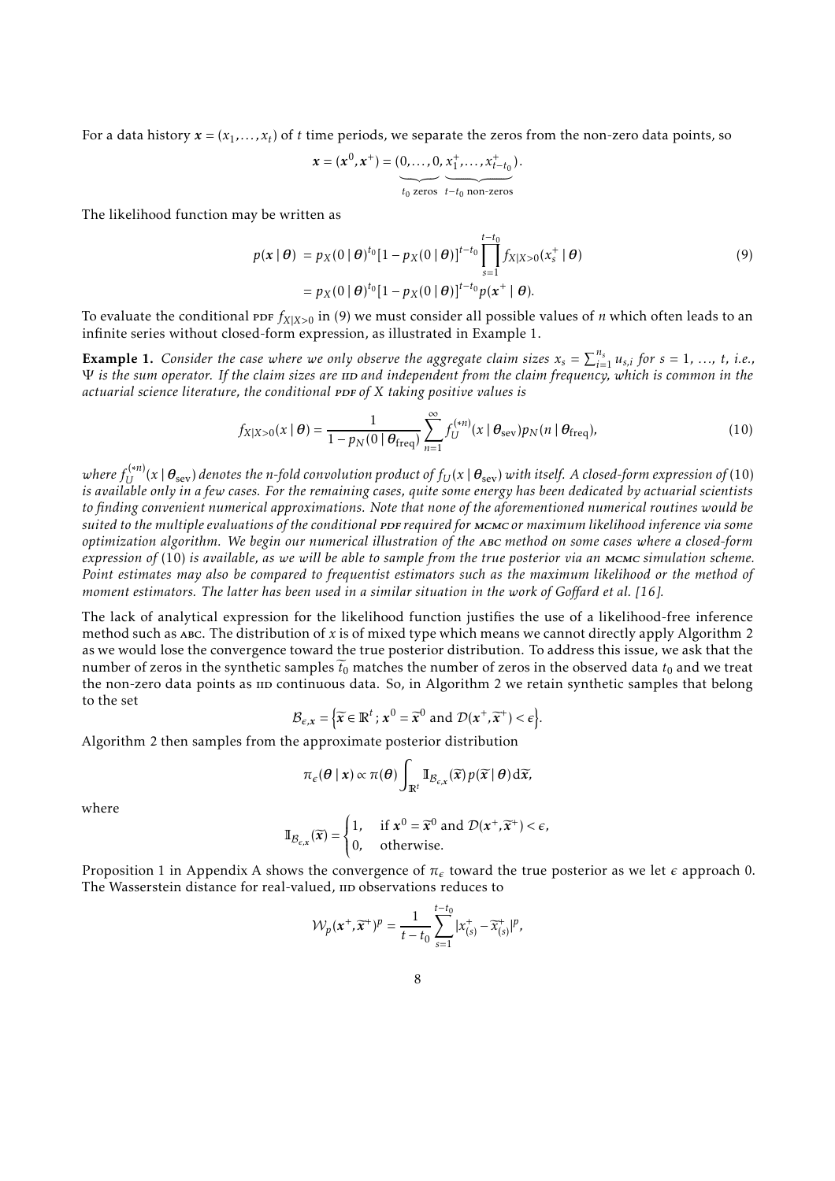For a data history $\boldsymbol{x} = (x_1, \ldots, x_t)$ of $t$ time periods, we separate the zeros from the non-zero data points, so

$$\boldsymbol{x} = (\boldsymbol{x}^0, \boldsymbol{x}^+) = (\underbrace{0, \ldots, 0}_{t_0 \text{ zeros}}, \underbrace{x_1^+, \ldots, x_{t-t_0}^+}_{t-t_0 \text{ non-zeros}}).$$

The likelihood function may be written as

$$\begin{aligned} p(\boldsymbol{x} \mid \boldsymbol{\theta}) &= p_X(0 \mid \boldsymbol{\theta})^{t_0} [1 - p_X(0 \mid \boldsymbol{\theta})]^{t-t_0} \prod_{s=1}^{t-t_0} f_{X|X>0}(x_s^+ \mid \boldsymbol{\theta}) \\ &= p_X(0 \mid \boldsymbol{\theta})^{t_0} [1 - p_X(0 \mid \boldsymbol{\theta})]^{t-t_0} p(\boldsymbol{x}^+ \mid \boldsymbol{\theta}). \end{aligned} \tag{9}$$

To evaluate the conditional PDF $f_{X|X>0}$ in (9) we must consider all possible values of $n$ which often leads to an infinite series without closed-form expression, as illustrated in Example 1.

**Example 1.** *Consider the case where we only observe the aggregate claim sizes $x_s = \sum_{i=1}^{n_s} u_{s,i}$ for $s = 1, \ldots, t$, i.e., $\Psi$ is the sum operator. If the claim sizes are IID and independent from the claim frequency, which is common in the actuarial science literature, the conditional PDF of $X$ taking positive values is*

$$f_{X|X>0}(x \mid \boldsymbol{\theta}) = \frac{1}{1 - p_N(0 \mid \boldsymbol{\theta}_{\text{freq}})} \sum_{n=1}^{\infty} f_U^{(*n)}(x \mid \boldsymbol{\theta}_{\text{sev}}) p_N(n \mid \boldsymbol{\theta}_{\text{freq}}), \tag{10}$$

*where $f_U^{(*n)}(x \mid \boldsymbol{\theta}_{\text{sev}})$ denotes the $n$-fold convolution product of $f_U(x \mid \boldsymbol{\theta}_{\text{sev}})$ with itself. A closed-form expression of (10) is available only in a few cases. For the remaining cases, quite some energy has been dedicated by actuarial scientists to finding convenient numerical approximations. Note that none of the aforementioned numerical routines would be suited to the multiple evaluations of the conditional PDF required for MCMC or maximum likelihood inference via some optimization algorithm. We begin our numerical illustration of the ABC method on some cases where a closed-form expression of (10) is available, as we will be able to sample from the true posterior via an MCMC simulation scheme. Point estimates may also be compared to frequentist estimators such as the maximum likelihood or the method of moment estimators. The latter has been used in a similar situation in the work of Goffard et al. [16].*

The lack of analytical expression for the likelihood function justifies the use of a likelihood-free inference method such as ABC. The distribution of $x$ is of mixed type which means we cannot directly apply Algorithm 2 as we would lose the convergence toward the true posterior distribution. To address this issue, we ask that the number of zeros in the synthetic samples $\widetilde{t}_0$ matches the number of zeros in the observed data $t_0$ and we treat the non-zero data points as IID continuous data. So, in Algorithm 2 we retain synthetic samples that belong to the set

$$\mathcal{B}_{\epsilon,\boldsymbol{x}} = \left\{ \widetilde{\boldsymbol{x}} \in \mathbb{R}^t \,;\, \boldsymbol{x}^0 = \widetilde{\boldsymbol{x}}^0 \text{ and } \mathcal{D}(\boldsymbol{x}^+, \widetilde{\boldsymbol{x}}^+) < \epsilon \right\}.$$

Algorithm 2 then samples from the approximate posterior distribution

$$\pi_\epsilon(\boldsymbol{\theta} \mid \boldsymbol{x}) \propto \pi(\boldsymbol{\theta}) \int_{\mathbb{R}^t} \mathbb{I}_{\mathcal{B}_{\epsilon,\boldsymbol{x}}}(\widetilde{\boldsymbol{x}}) p(\widetilde{\boldsymbol{x}} \mid \boldsymbol{\theta}) \mathrm{d}\widetilde{\boldsymbol{x}},$$

where

$$\mathbb{I}_{\mathcal{B}_{\epsilon,\boldsymbol{x}}}(\widetilde{\boldsymbol{x}}) = \begin{cases} 1, & \text{if } \boldsymbol{x}^0 = \widetilde{\boldsymbol{x}}^0 \text{ and } \mathcal{D}(\boldsymbol{x}^+, \widetilde{\boldsymbol{x}}^+) < \epsilon, \\ 0, & \text{otherwise.} \end{cases}$$

Proposition 1 in Appendix A shows the convergence of $\pi_\epsilon$ toward the true posterior as we let $\epsilon$ approach 0. The Wasserstein distance for real-valued, IID observations reduces to

$$\mathcal{W}_p(\boldsymbol{x}^+, \widetilde{\boldsymbol{x}}^+)^p = \frac{1}{t - t_0} \sum_{s=1}^{t-t_0} |x_{(s)}^+ - \widetilde{x}_{(s)}^+|^p,$$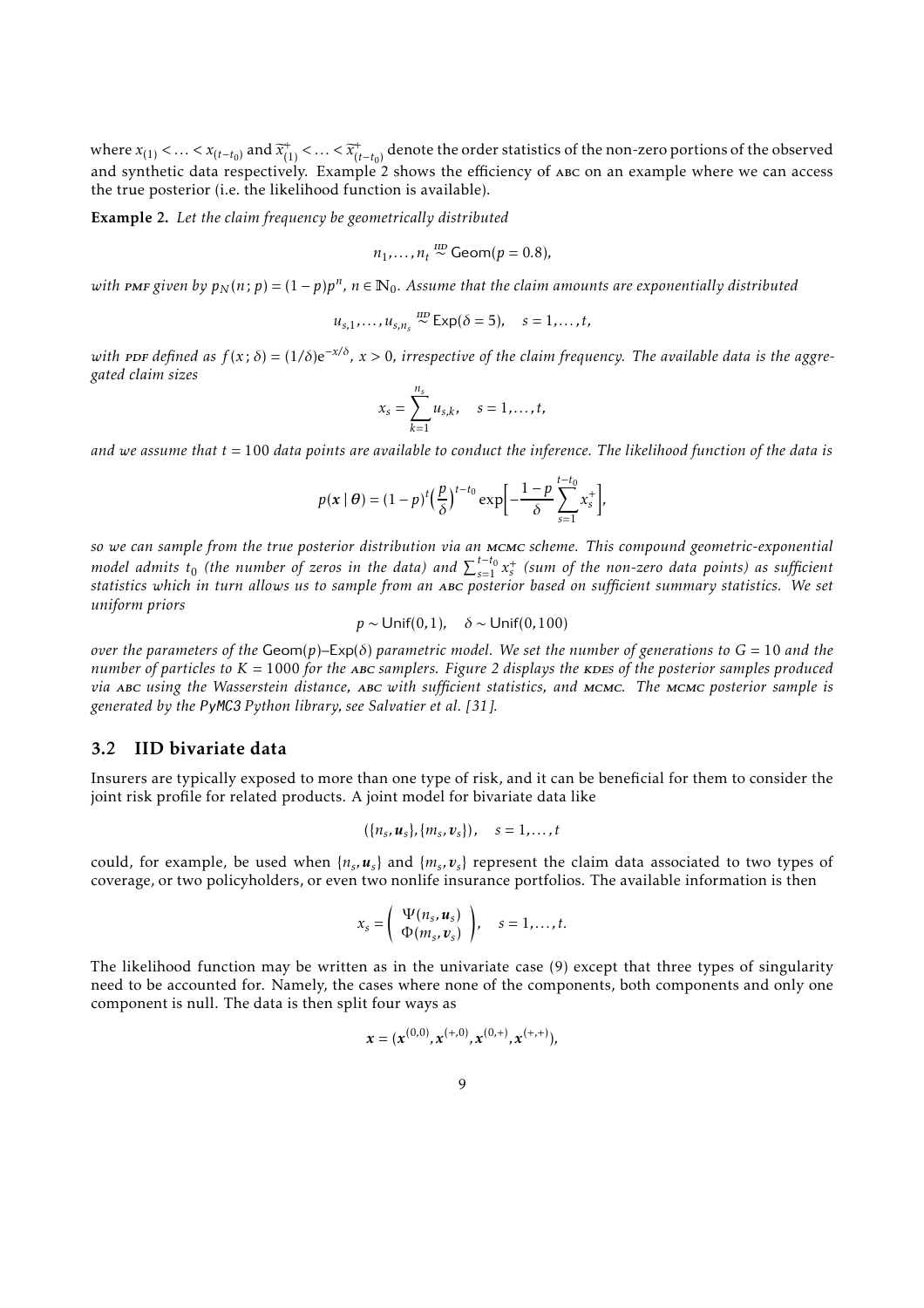where $x_{(1)} < \ldots < x_{(t-t_0)}$ and $\widetilde{x}^+_{(1)} < \ldots < \widetilde{x}^+_{(t-t_0)}$ denote the order statistics of the non-zero portions of the observed and synthetic data respectively. Example 2 shows the efficiency of ABC on an example where we can access the true posterior (i.e. the likelihood function is available).

**Example 2.** *Let the claim frequency be geometrically distributed*

$$n_1, \ldots, n_t \overset{\text{IID}}{\sim} \mathsf{Geom}(p = 0.8),$$

*with PMF given by $p_N(n\,;p) = (1-p)p^n$, $n \in \mathbb{N}_0$. Assume that the claim amounts are exponentially distributed*

$$u_{s,1}, \ldots, u_{s,n_s} \overset{\text{IID}}{\sim} \mathsf{Exp}(\delta = 5), \quad s = 1, \ldots, t,$$

*with PDF defined as $f(x\,;\delta) = (1/\delta)\mathrm{e}^{-x/\delta}$, $x > 0$, irrespective of the claim frequency. The available data is the aggregated claim sizes*

$$x_s = \sum_{k=1}^{n_s} u_{s,k}, \quad s = 1, \ldots, t,$$

*and we assume that $t = 100$ data points are available to conduct the inference. The likelihood function of the data is*

$$p(\boldsymbol{x} \mid \boldsymbol{\theta}) = (1-p)^t \Big(\frac{p}{\delta}\Big)^{t-t_0} \exp\Big[-\frac{1-p}{\delta}\sum_{s=1}^{t-t_0} x_s^+\Big],$$

*so we can sample from the true posterior distribution via an MCMC scheme. This compound geometric-exponential model admits $t_0$ (the number of zeros in the data) and $\sum_{s=1}^{t-t_0} x_s^+$ (sum of the non-zero data points) as sufficient statistics which in turn allows us to sample from an ABC posterior based on sufficient summary statistics. We set uniform priors*

$$p \sim \mathsf{Unif}(0,1), \quad \delta \sim \mathsf{Unif}(0,100)$$

*over the parameters of the $\mathsf{Geom}(p)$–$\mathsf{Exp}(\delta)$ parametric model. We set the number of generations to $G = 10$ and the number of particles to $K = 1000$ for the ABC samplers. Figure 2 displays the KDEs of the posterior samples produced via ABC using the Wasserstein distance, ABC with sufficient statistics, and MCMC. The MCMC posterior sample is generated by the `PyMC3` Python library, see Salvatier et al. [31].*

## 3.2 IID bivariate data

Insurers are typically exposed to more than one type of risk, and it can be beneficial for them to consider the joint risk profile for related products. A joint model for bivariate data like

$$(\{n_s, \boldsymbol{u}_s\}, \{m_s, \boldsymbol{v}_s\}), \quad s = 1, \ldots, t$$

could, for example, be used when $\{n_s, \boldsymbol{u}_s\}$ and $\{m_s, \boldsymbol{v}_s\}$ represent the claim data associated to two types of coverage, or two policyholders, or even two nonlife insurance portfolios. The available information is then

$$x_s = \begin{pmatrix} \Psi(n_s, \boldsymbol{u}_s) \\ \Phi(m_s, \boldsymbol{v}_s) \end{pmatrix}, \quad s = 1, \ldots, t.$$

The likelihood function may be written as in the univariate case (9) except that three types of singularity need to be accounted for. Namely, the cases where none of the components, both components and only one component is null. The data is then split four ways as

$$\boldsymbol{x} = (\boldsymbol{x}^{(0,0)}, \boldsymbol{x}^{(+,0)}, \boldsymbol{x}^{(0,+)}, \boldsymbol{x}^{(+,+)}),$$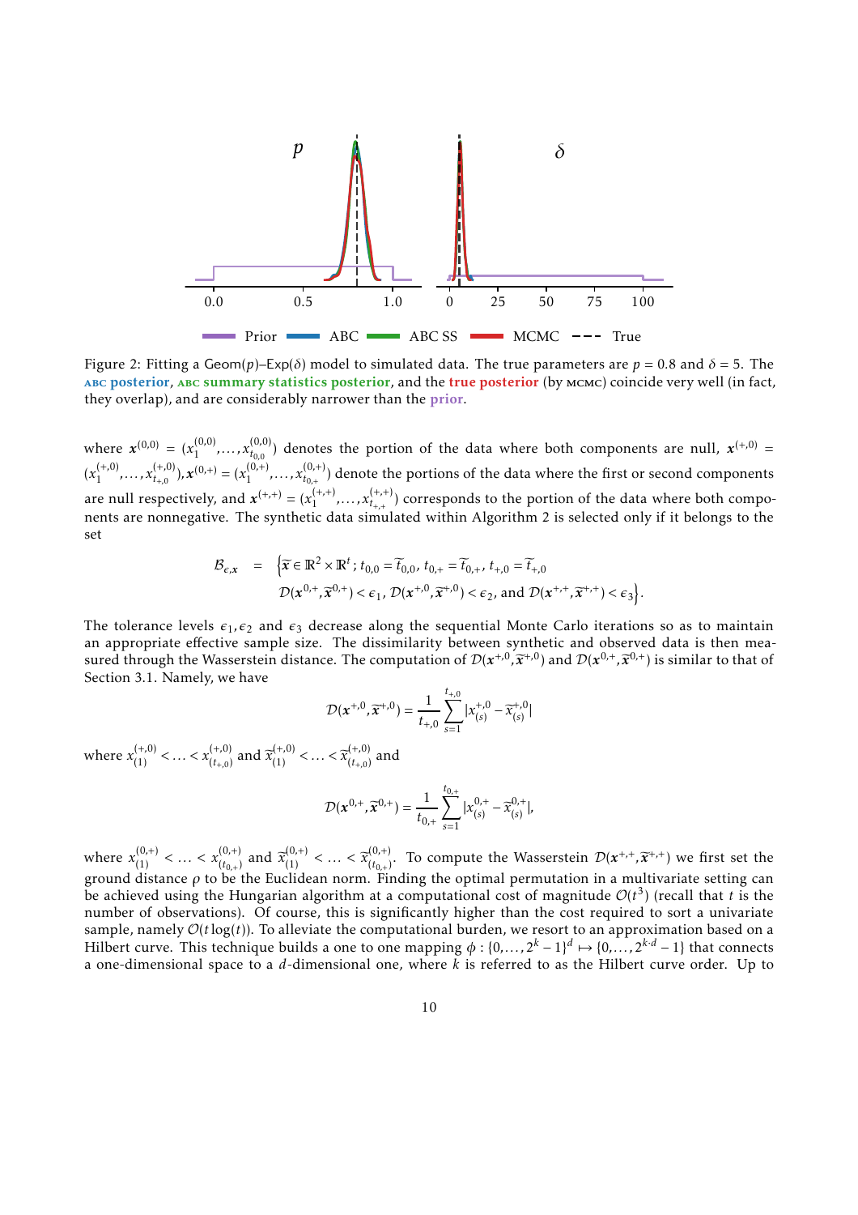Figure 2: Fitting a Geom($p$)–Exp($\delta$) model to simulated data. The true parameters are $p = 0.8$ and $\delta = 5$. The ABC posterior, ABC summary statistics posterior, and the true posterior (by MCMC) coincide very well (in fact, they overlap), and are considerably narrower than the prior.

where $\boldsymbol{x}^{(0,0)} = (x_1^{(0,0)}, \ldots, x_{t_{0,0}}^{(0,0)})$ denotes the portion of the data where both components are null, $\boldsymbol{x}^{(+,0)} = (x_1^{(+,0)}, \ldots, x_{t_{+,0}}^{(+,0)}), \boldsymbol{x}^{(0,+)} = (x_1^{(0,+)}, \ldots, x_{t_{0,+}}^{(0,+)})$ denote the portions of the data where the first or second components are null respectively, and $\boldsymbol{x}^{(+,+)} = (x_1^{(+,+)}, \ldots, x_{t_{+,+}}^{(+,+)})$ corresponds to the portion of the data where both components are nonnegative. The synthetic data simulated within Algorithm 2 is selected only if it belongs to the set

$$
\begin{aligned}
\mathcal{B}_{\epsilon,\boldsymbol{x}} \quad = \quad & \Big\{ \widetilde{\boldsymbol{x}} \in \mathbb{R}^2 \times \mathbb{R}^t \,;\, t_{0,0} = \widetilde{t}_{0,0},\, t_{0,+} = \widetilde{t}_{0,+},\, t_{+,0} = \widetilde{t}_{+,0} \\
& \mathcal{D}(\boldsymbol{x}^{0,+}, \widetilde{\boldsymbol{x}}^{0,+}) < \epsilon_1,\, \mathcal{D}(\boldsymbol{x}^{+,0}, \widetilde{\boldsymbol{x}}^{+,0}) < \epsilon_2, \text{ and } \mathcal{D}(\boldsymbol{x}^{+,+}, \widetilde{\boldsymbol{x}}^{+,+}) < \epsilon_3 \Big\}.
\end{aligned}
$$

The tolerance levels $\epsilon_1, \epsilon_2$ and $\epsilon_3$ decrease along the sequential Monte Carlo iterations so as to maintain an appropriate effective sample size. The dissimilarity between synthetic and observed data is then measured through the Wasserstein distance. The computation of $\mathcal{D}(\boldsymbol{x}^{+,0}, \widetilde{\boldsymbol{x}}^{+,0})$ and $\mathcal{D}(\boldsymbol{x}^{0,+}, \widetilde{\boldsymbol{x}}^{0,+})$ is similar to that of Section 3.1. Namely, we have

$$
\mathcal{D}(\boldsymbol{x}^{+,0}, \widetilde{\boldsymbol{x}}^{+,0}) = \frac{1}{t_{+,0}} \sum_{s=1}^{t_{+,0}} |x_{(s)}^{+,0} - \widetilde{x}_{(s)}^{+,0}|
$$

where $x_{(1)}^{(+,0)} < \ldots < x_{(t_{+,0})}^{(+,0)}$ and $\widetilde{x}_{(1)}^{(+,0)} < \ldots < \widetilde{x}_{(t_{+,0})}^{(+,0)}$ and

$$
\mathcal{D}(\boldsymbol{x}^{0,+}, \widetilde{\boldsymbol{x}}^{0,+}) = \frac{1}{t_{0,+}} \sum_{s=1}^{t_{0,+}} |x_{(s)}^{0,+} - \widetilde{x}_{(s)}^{0,+}|,
$$

where $x_{(1)}^{(0,+)} < \ldots < x_{(t_{0,+})}^{(0,+)}$ and $\widetilde{x}_{(1)}^{(0,+)} < \ldots < \widetilde{x}_{(t_{0,+})}^{(0,+)}$. To compute the Wasserstein $\mathcal{D}(\boldsymbol{x}^{+,+}, \widetilde{\boldsymbol{x}}^{+,+})$ we first set the ground distance $\rho$ to be the Euclidean norm. Finding the optimal permutation in a multivariate setting can be achieved using the Hungarian algorithm at a computational cost of magnitude $\mathcal{O}(t^3)$ (recall that $t$ is the number of observations). Of course, this is significantly higher than the cost required to sort a univariate sample, namely $\mathcal{O}(t \log(t))$. To alleviate the computational burden, we resort to an approximation based on a Hilbert curve. This technique builds a one to one mapping $\phi : \{0, \ldots, 2^k - 1\}^d \mapsto \{0, \ldots, 2^{k \cdot d} - 1\}$ that connects a one-dimensional space to a $d$-dimensional one, where $k$ is referred to as the Hilbert curve order. Up to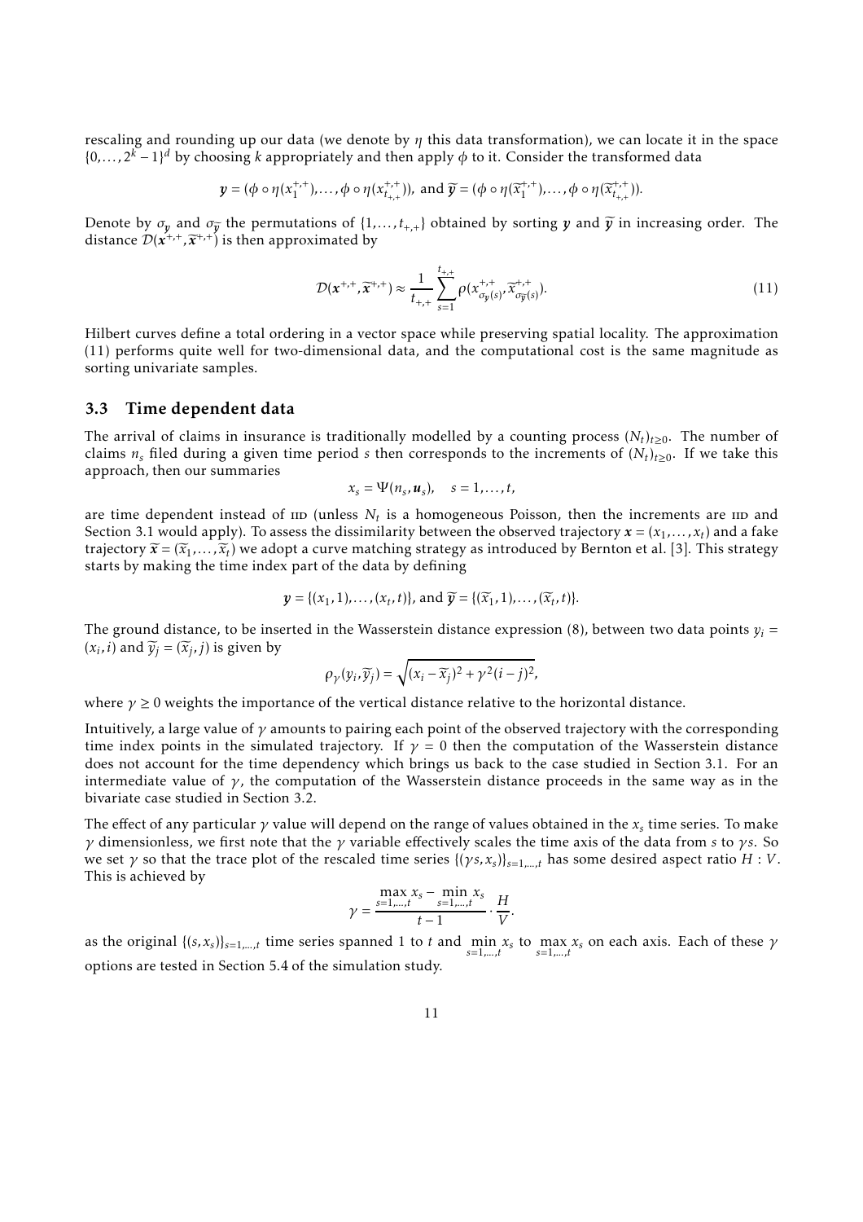rescaling and rounding up our data (we denote by $\eta$ this data transformation), we can locate it in the space $\{0, \ldots, 2^k - 1\}^d$ by choosing $k$ appropriately and then apply $\phi$ to it. Consider the transformed data

$$\boldsymbol{y} = (\phi \circ \eta(x_1^{+,+}), \ldots, \phi \circ \eta(x_{t_{+,+}}^{+,+})), \text{ and } \widetilde{\boldsymbol{y}} = (\phi \circ \eta(\widetilde{x}_1^{+,+}), \ldots, \phi \circ \eta(\widetilde{x}_{t_{+,+}}^{+,+})).$$

Denote by $\sigma_{\boldsymbol{y}}$ and $\sigma_{\widetilde{\boldsymbol{y}}}$ the permutations of $\{1, \ldots, t_{+,+}\}$ obtained by sorting $\boldsymbol{y}$ and $\widetilde{\boldsymbol{y}}$ in increasing order. The distance $\mathcal{D}(\boldsymbol{x}^{+,+}, \widetilde{\boldsymbol{x}}^{+,+})$ is then approximated by

$$\mathcal{D}(\boldsymbol{x}^{+,+}, \widetilde{\boldsymbol{x}}^{+,+}) \approx \frac{1}{t_{+,+}} \sum_{s=1}^{t_{+,+}} \rho(x_{\sigma_{\boldsymbol{y}}(s)}^{+,+}, \widetilde{x}_{\sigma_{\widetilde{\boldsymbol{y}}}(s)}^{+,+}). \tag{11}$$

Hilbert curves define a total ordering in a vector space while preserving spatial locality. The approximation (11) performs quite well for two-dimensional data, and the computational cost is the same magnitude as sorting univariate samples.

### 3.3 Time dependent data

The arrival of claims in insurance is traditionally modelled by a counting process $(N_t)_{t \geq 0}$. The number of claims $n_s$ filed during a given time period $s$ then corresponds to the increments of $(N_t)_{t \geq 0}$. If we take this approach, then our summaries

$$x_s = \Psi(n_s, \boldsymbol{u}_s), \quad s = 1, \ldots, t,$$

are time dependent instead of IID (unless $N_t$ is a homogeneous Poisson, then the increments are IID and Section 3.1 would apply). To assess the dissimilarity between the observed trajectory $\boldsymbol{x} = (x_1, \ldots, x_t)$ and a fake trajectory $\widetilde{\boldsymbol{x}} = (\widetilde{x}_1, \ldots, \widetilde{x}_t)$ we adopt a curve matching strategy as introduced by Bernton et al. [3]. This strategy starts by making the time index part of the data by defining

$$\boldsymbol{y} = \{(x_1, 1), \ldots, (x_t, t)\}, \text{ and } \widetilde{\boldsymbol{y}} = \{(\widetilde{x}_1, 1), \ldots, (\widetilde{x}_t, t)\}.$$

The ground distance, to be inserted in the Wasserstein distance expression (8), between two data points $y_i = (x_i, i)$ and $\widetilde{y}_j = (\widetilde{x}_j, j)$ is given by

$$\rho_\gamma(y_i, \widetilde{y}_j) = \sqrt{(x_i - \widetilde{x}_j)^2 + \gamma^2 (i-j)^2},$$

where $\gamma \geq 0$ weights the importance of the vertical distance relative to the horizontal distance.

Intuitively, a large value of $\gamma$ amounts to pairing each point of the observed trajectory with the corresponding time index points in the simulated trajectory. If $\gamma = 0$ then the computation of the Wasserstein distance does not account for the time dependency which brings us back to the case studied in Section 3.1. For an intermediate value of $\gamma$, the computation of the Wasserstein distance proceeds in the same way as in the bivariate case studied in Section 3.2.

The effect of any particular $\gamma$ value will depend on the range of values obtained in the $x_s$ time series. To make $\gamma$ dimensionless, we first note that the $\gamma$ variable effectively scales the time axis of the data from $s$ to $\gamma s$. So we set $\gamma$ so that the trace plot of the rescaled time series $\{(\gamma s, x_s)\}_{s=1,\ldots,t}$ has some desired aspect ratio $H : V$. This is achieved by

$$\gamma = \frac{\max_{s=1,\ldots,t} x_s - \min_{s=1,\ldots,t} x_s}{t-1} \cdot \frac{H}{V}.$$

as the original $\{(s, x_s)\}_{s=1,\ldots,t}$ time series spanned 1 to $t$ and $\min_{s=1,\ldots,t} x_s$ to $\max_{s=1,\ldots,t} x_s$ on each axis. Each of these $\gamma$ options are tested in Section 5.4 of the simulation study.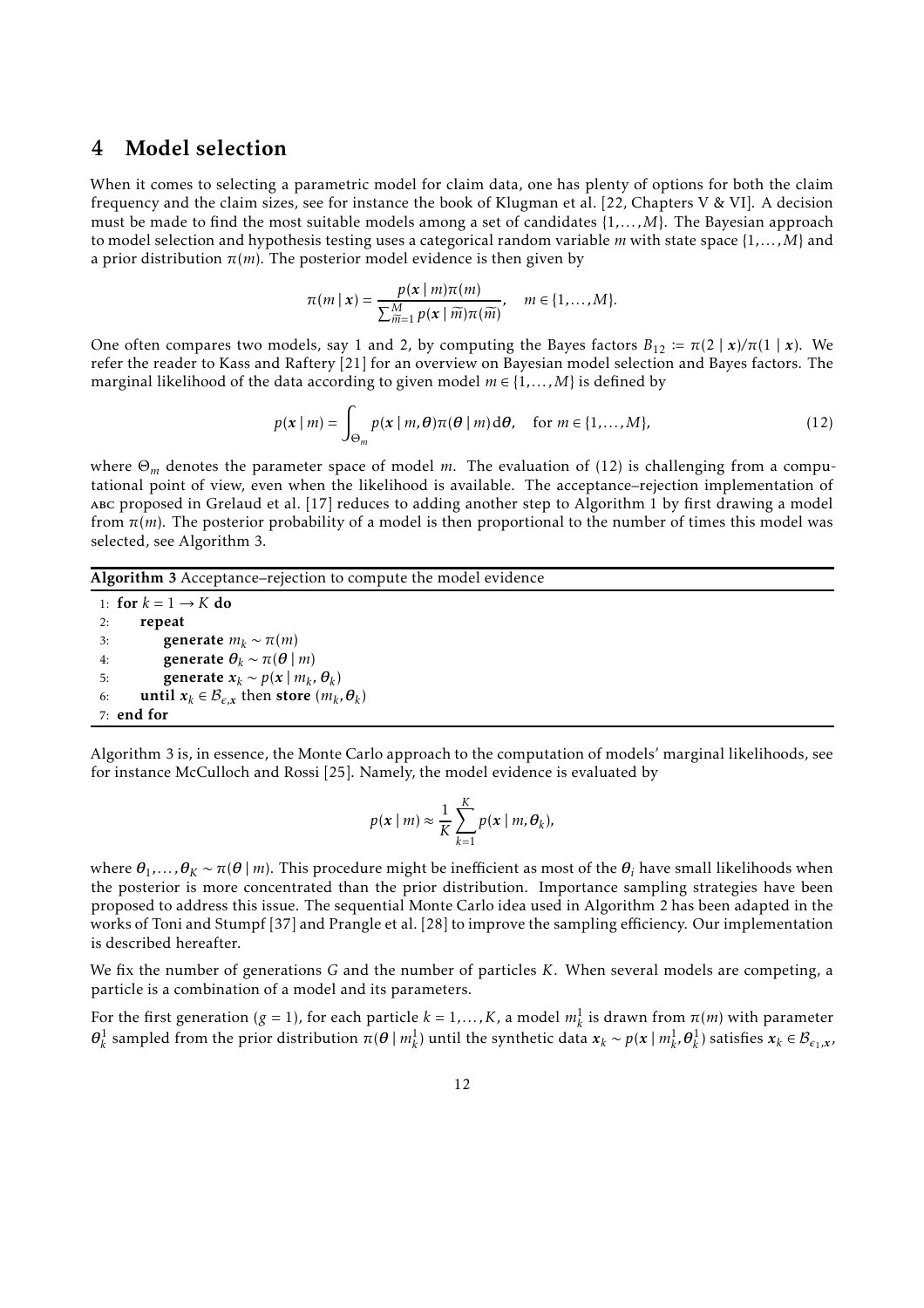## 4 Model selection

When it comes to selecting a parametric model for claim data, one has plenty of options for both the claim frequency and the claim sizes, see for instance the book of Klugman et al. [22, Chapters V & VI]. A decision must be made to find the most suitable models among a set of candidates $\{1,\dots,M\}$. The Bayesian approach to model selection and hypothesis testing uses a categorical random variable $m$ with state space $\{1,\dots,M\}$ and a prior distribution $\pi(m)$. The posterior model evidence is then given by

$$\pi(m \mid \boldsymbol{x}) = \frac{p(\boldsymbol{x} \mid m)\pi(m)}{\sum_{\widetilde{m}=1}^{M} p(\boldsymbol{x} \mid \widetilde{m})\pi(\widetilde{m})}, \quad m \in \{1,\dots,M\}.$$

One often compares two models, say 1 and 2, by computing the Bayes factors $B_{12} := \pi(2 \mid \boldsymbol{x})/\pi(1 \mid \boldsymbol{x})$. We refer the reader to Kass and Raftery [21] for an overview on Bayesian model selection and Bayes factors. The marginal likelihood of the data according to given model $m \in \{1,\dots,M\}$ is defined by

$$p(\boldsymbol{x} \mid m) = \int_{\Theta_m} p(\boldsymbol{x} \mid m, \boldsymbol{\theta})\pi(\boldsymbol{\theta} \mid m)\,\mathrm{d}\boldsymbol{\theta}, \quad \text{for } m \in \{1,\dots,M\}, \tag{12}$$

where $\Theta_m$ denotes the parameter space of model $m$. The evaluation of (12) is challenging from a computational point of view, even when the likelihood is available. The acceptance–rejection implementation of ABC proposed in Grelaud et al. [17] reduces to adding another step to Algorithm 1 by first drawing a model from $\pi(m)$. The posterior probability of a model is then proportional to the number of times this model was selected, see Algorithm 3.

**Algorithm 3** Acceptance–rejection to compute the model evidence

```
1: for k = 1 → K do
2:     repeat
3:         generate m_k ~ π(m)
4:         generate θ_k ~ π(θ | m)
5:         generate x_k ~ p(x | m_k, θ_k)
6:     until x_k ∈ B_{ε,x} then store (m_k, θ_k)
7: end for
```

Algorithm 3 is, in essence, the Monte Carlo approach to the computation of models' marginal likelihoods, see for instance McCulloch and Rossi [25]. Namely, the model evidence is evaluated by

$$p(\boldsymbol{x} \mid m) \approx \frac{1}{K}\sum_{k=1}^{K} p(\boldsymbol{x} \mid m, \boldsymbol{\theta}_k),$$

where $\boldsymbol{\theta}_1,\dots,\boldsymbol{\theta}_K \sim \pi(\boldsymbol{\theta} \mid m)$. This procedure might be inefficient as most of the $\boldsymbol{\theta}_i$ have small likelihoods when the posterior is more concentrated than the prior distribution. Importance sampling strategies have been proposed to address this issue. The sequential Monte Carlo idea used in Algorithm 2 has been adapted in the works of Toni and Stumpf [37] and Prangle et al. [28] to improve the sampling efficiency. Our implementation is described hereafter.

We fix the number of generations $G$ and the number of particles $K$. When several models are competing, a particle is a combination of a model and its parameters.

For the first generation ($g = 1$), for each particle $k = 1,\dots,K$, a model $m_k^1$ is drawn from $\pi(m)$ with parameter $\boldsymbol{\theta}_k^1$ sampled from the prior distribution $\pi(\boldsymbol{\theta} \mid m_k^1)$ until the synthetic data $\boldsymbol{x}_k \sim p(\boldsymbol{x} \mid m_k^1, \boldsymbol{\theta}_k^1)$ satisfies $\boldsymbol{x}_k \in \mathcal{B}_{\epsilon_1,\boldsymbol{x}}$,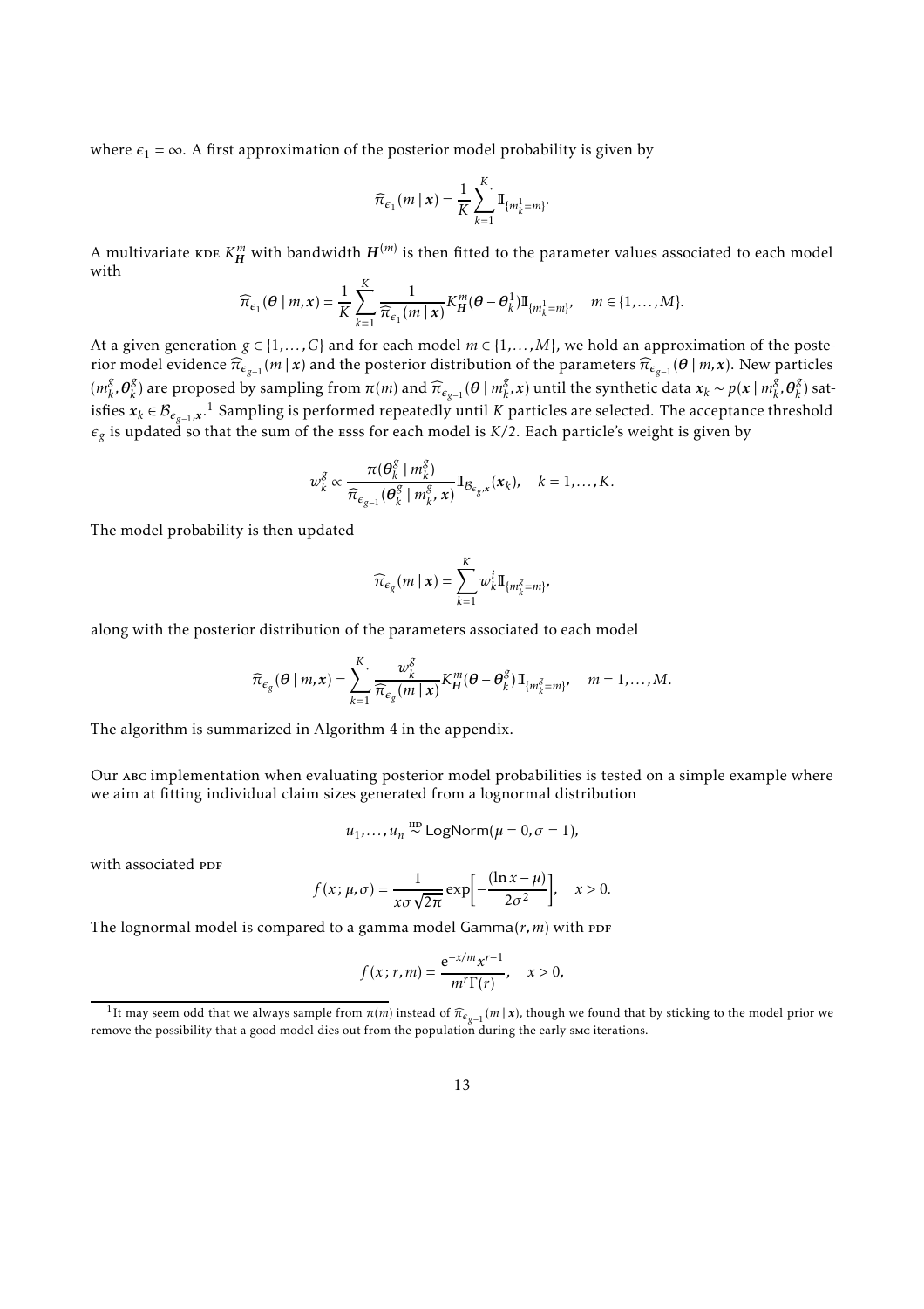where $\epsilon_1 = \infty$. A first approximation of the posterior model probability is given by

$$\widehat{\pi}_{\epsilon_1}(m \mid \boldsymbol{x}) = \frac{1}{K}\sum_{k=1}^{K} \mathbb{I}_{\{m_k^1 = m\}}.$$

A multivariate KDE $K_{\boldsymbol{H}}^m$ with bandwidth $\boldsymbol{H}^{(m)}$ is then fitted to the parameter values associated to each model with

$$\widehat{\pi}_{\epsilon_1}(\boldsymbol{\theta} \mid m, \boldsymbol{x}) = \frac{1}{K}\sum_{k=1}^{K} \frac{1}{\widehat{\pi}_{\epsilon_1}(m \mid \boldsymbol{x})} K_{\boldsymbol{H}}^m(\boldsymbol{\theta} - \boldsymbol{\theta}_k^1)\mathbb{I}_{\{m_k^1 = m\}}, \quad m \in \{1, \dots, M\}.$$

At a given generation $g \in \{1, \dots, G\}$ and for each model $m \in \{1, \dots, M\}$, we hold an approximation of the posterior model evidence $\widehat{\pi}_{\epsilon_{g-1}}(m \mid \boldsymbol{x})$ and the posterior distribution of the parameters $\widehat{\pi}_{\epsilon_{g-1}}(\boldsymbol{\theta} \mid m, \boldsymbol{x})$. New particles $(m_k^g, \boldsymbol{\theta}_k^g)$ are proposed by sampling from $\pi(m)$ and $\widehat{\pi}_{\epsilon_{g-1}}(\boldsymbol{\theta} \mid m_k^g, \boldsymbol{x})$ until the synthetic data $\boldsymbol{x}_k \sim p(\boldsymbol{x} \mid m_k^g, \boldsymbol{\theta}_k^g)$ satisfies $\boldsymbol{x}_k \in \mathcal{B}_{\epsilon_{g-1}, \boldsymbol{x}}$.[1] Sampling is performed repeatedly until $K$ particles are selected. The acceptance threshold $\epsilon_g$ is updated so that the sum of the ESSs for each model is $K/2$. Each particle's weight is given by

$$w_k^g \propto \frac{\pi(\boldsymbol{\theta}_k^g \mid m_k^g)}{\widehat{\pi}_{\epsilon_{g-1}}(\boldsymbol{\theta}_k^g \mid m_k^g, \boldsymbol{x})}\mathbb{I}_{\mathcal{B}_{\epsilon_g, \boldsymbol{x}}}(\boldsymbol{x}_k), \quad k = 1, \dots, K.$$

The model probability is then updated

$$\widehat{\pi}_{\epsilon_g}(m \mid \boldsymbol{x}) = \sum_{k=1}^{K} w_k^i \mathbb{I}_{\{m_k^g = m\}},$$

along with the posterior distribution of the parameters associated to each model

$$\widehat{\pi}_{\epsilon_g}(\boldsymbol{\theta} \mid m, \boldsymbol{x}) = \sum_{k=1}^{K} \frac{w_k^g}{\widehat{\pi}_{\epsilon_g}(m \mid \boldsymbol{x})} K_{\boldsymbol{H}}^m(\boldsymbol{\theta} - \boldsymbol{\theta}_k^g)\mathbb{I}_{\{m_k^g = m\}}, \quad m = 1, \dots, M.$$

The algorithm is summarized in Algorithm 4 in the appendix.

Our ABC implementation when evaluating posterior model probabilities is tested on a simple example where we aim at fitting individual claim sizes generated from a lognormal distribution

$$u_1, \dots, u_n \overset{\text{IID}}{\sim} \mathsf{LogNorm}(\mu = 0, \sigma = 1),$$

with associated PDF

$$f(x; \mu, \sigma) = \frac{1}{x\sigma\sqrt{2\pi}} \exp\left[-\frac{(\ln x - \mu)}{2\sigma^2}\right], \quad x > 0.$$

The lognormal model is compared to a gamma model $\mathsf{Gamma}(r, m)$ with PDF

$$f(x; r, m) = \frac{\mathrm{e}^{-x/m} x^{r-1}}{m^r \Gamma(r)}, \quad x > 0,$$

[1] It may seem odd that we always sample from $\pi(m)$ instead of $\widehat{\pi}_{\epsilon_{g-1}}(m \mid \boldsymbol{x})$, though we found that by sticking to the model prior we remove the possibility that a good model dies out from the population during the early SMC iterations.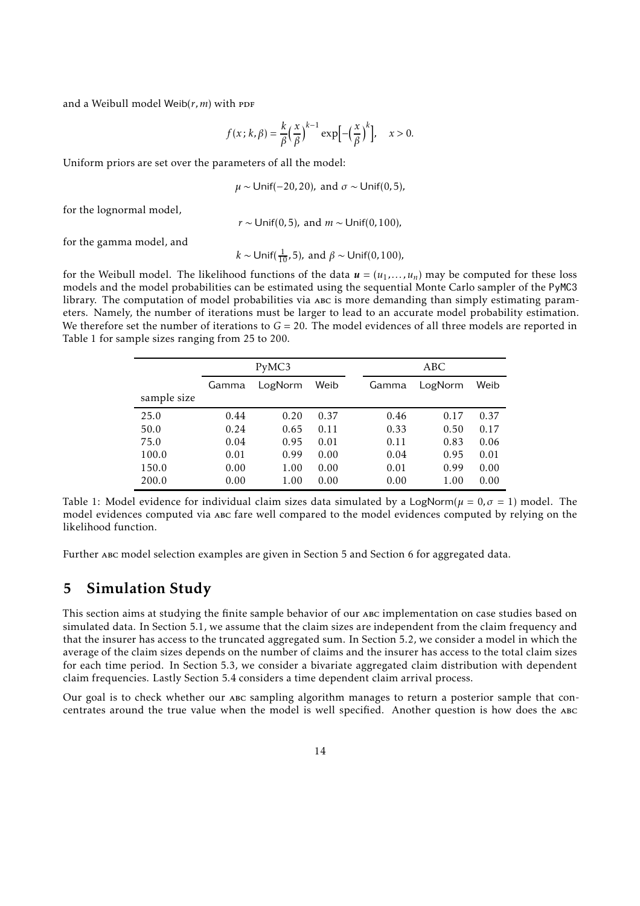and a Weibull model $\mathsf{Weib}(r, m)$ with PDF

$$f(x\,;k,\beta) = \frac{k}{\beta}\Big(\frac{x}{\beta}\Big)^{k-1}\exp\Big[-\Big(\frac{x}{\beta}\Big)^{k}\Big], \quad x > 0.$$

Uniform priors are set over the parameters of all the model:

$$\mu \sim \mathsf{Unif}(-20, 20), \text{ and } \sigma \sim \mathsf{Unif}(0, 5),$$

for the lognormal model,

$$r \sim \mathsf{Unif}(0, 5), \text{ and } m \sim \mathsf{Unif}(0, 100),$$

for the gamma model, and

$$k \sim \mathsf{Unif}(\tfrac{1}{10}, 5), \text{ and } \beta \sim \mathsf{Unif}(0, 100),$$

for the Weibull model. The likelihood functions of the data $\boldsymbol{u} = (u_1, \ldots, u_n)$ may be computed for these loss models and the model probabilities can be estimated using the sequential Monte Carlo sampler of the PyMC3 library. The computation of model probabilities via ABC is more demanding than simply estimating parameters. Namely, the number of iterations must be larger to lead to an accurate model probability estimation. We therefore set the number of iterations to $G = 20$. The model evidences of all three models are reported in Table 1 for sample sizes ranging from 25 to 200.

| | PyMC3 | | | ABC | | |
|---|---|---|---|---|---|---|
| | Gamma | LogNorm | Weib | Gamma | LogNorm | Weib |
| sample size | | | | | | |
| 25.0 | 0.44 | 0.20 | 0.37 | 0.46 | 0.17 | 0.37 |
| 50.0 | 0.24 | 0.65 | 0.11 | 0.33 | 0.50 | 0.17 |
| 75.0 | 0.04 | 0.95 | 0.01 | 0.11 | 0.83 | 0.06 |
| 100.0 | 0.01 | 0.99 | 0.00 | 0.04 | 0.95 | 0.01 |
| 150.0 | 0.00 | 1.00 | 0.00 | 0.01 | 0.99 | 0.00 |
| 200.0 | 0.00 | 1.00 | 0.00 | 0.00 | 1.00 | 0.00 |

Table 1: Model evidence for individual claim sizes data simulated by a $\mathsf{LogNorm}(\mu = 0, \sigma = 1)$ model. The model evidences computed via ABC fare well compared to the model evidences computed by relying on the likelihood function.

Further ABC model selection examples are given in Section 5 and Section 6 for aggregated data.

## 5 Simulation Study

This section aims at studying the finite sample behavior of our ABC implementation on case studies based on simulated data. In Section 5.1, we assume that the claim sizes are independent from the claim frequency and that the insurer has access to the truncated aggregated sum. In Section 5.2, we consider a model in which the average of the claim sizes depends on the number of claims and the insurer has access to the total claim sizes for each time period. In Section 5.3, we consider a bivariate aggregated claim distribution with dependent claim frequencies. Lastly Section 5.4 considers a time dependent claim arrival process.

Our goal is to check whether our ABC sampling algorithm manages to return a posterior sample that concentrates around the true value when the model is well specified. Another question is how does the ABC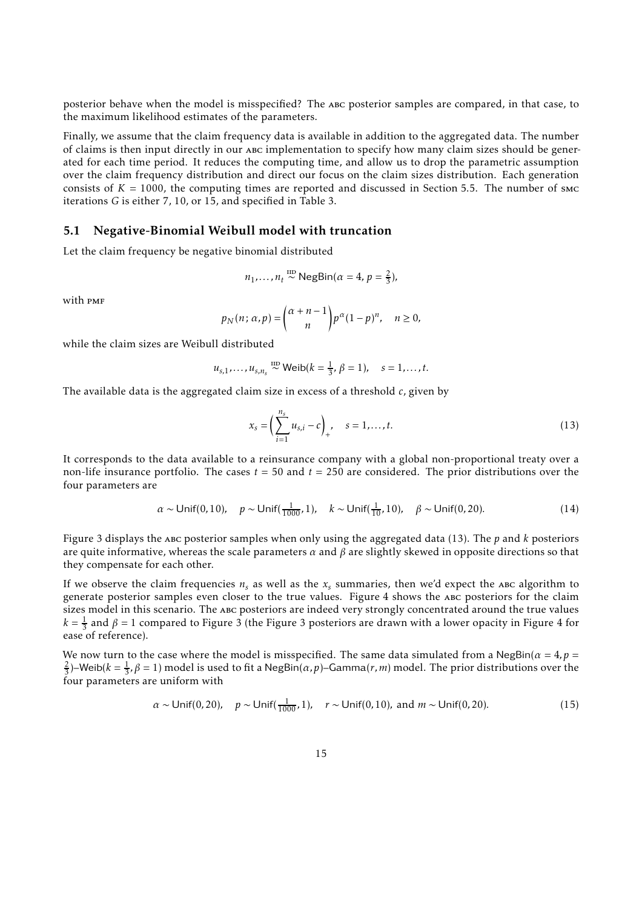posterior behave when the model is misspecified? The ABC posterior samples are compared, in that case, to the maximum likelihood estimates of the parameters.

Finally, we assume that the claim frequency data is available in addition to the aggregated data. The number of claims is then input directly in our ABC implementation to specify how many claim sizes should be generated for each time period. It reduces the computing time, and allow us to drop the parametric assumption over the claim frequency distribution and direct our focus on the claim sizes distribution. Each generation consists of $K = 1000$, the computing times are reported and discussed in Section 5.5. The number of SMC iterations $G$ is either 7, 10, or 15, and specified in Table 3.

## 5.1 Negative-Binomial Weibull model with truncation

Let the claim frequency be negative binomial distributed

$$n_1, \dots, n_t \overset{\text{IID}}{\sim} \mathsf{NegBin}(\alpha = 4, p = \tfrac{2}{3}),$$

with PMF

$$p_N(n; \alpha, p) = \binom{\alpha + n - 1}{n} p^\alpha (1-p)^n, \quad n \geq 0,$$

while the claim sizes are Weibull distributed

$$u_{s,1}, \dots, u_{s,n_s} \overset{\text{IID}}{\sim} \mathsf{Weib}(k = \tfrac{1}{3}, \beta = 1), \quad s = 1, \dots, t.$$

The available data is the aggregated claim size in excess of a threshold $c$, given by

$$x_s = \Big( \sum_{i=1}^{n_s} u_{s,i} - c \Big)_+, \quad s = 1, \dots, t. \tag{13}$$

It corresponds to the data available to a reinsurance company with a global non-proportional treaty over a non-life insurance portfolio. The cases $t = 50$ and $t = 250$ are considered. The prior distributions over the four parameters are

$$\alpha \sim \mathsf{Unif}(0, 10), \quad p \sim \mathsf{Unif}(\tfrac{1}{1000}, 1), \quad k \sim \mathsf{Unif}(\tfrac{1}{10}, 10), \quad \beta \sim \mathsf{Unif}(0, 20). \tag{14}$$

Figure 3 displays the ABC posterior samples when only using the aggregated data (13). The $p$ and $k$ posteriors are quite informative, whereas the scale parameters $\alpha$ and $\beta$ are slightly skewed in opposite directions so that they compensate for each other.

If we observe the claim frequencies $n_s$ as well as the $x_s$ summaries, then we'd expect the ABC algorithm to generate posterior samples even closer to the true values. Figure 4 shows the ABC posteriors for the claim sizes model in this scenario. The ABC posteriors are indeed very strongly concentrated around the true values $k = \frac{1}{3}$ and $\beta = 1$ compared to Figure 3 (the Figure 3 posteriors are drawn with a lower opacity in Figure 4 for ease of reference).

We now turn to the case where the model is misspecified. The same data simulated from a $\mathsf{NegBin}(\alpha = 4, p = \frac{2}{3})$–$\mathsf{Weib}(k = \frac{1}{3}, \beta = 1)$ model is used to fit a $\mathsf{NegBin}(\alpha, p)$–$\mathsf{Gamma}(r, m)$ model. The prior distributions over the four parameters are uniform with

$$\alpha \sim \mathsf{Unif}(0, 20), \quad p \sim \mathsf{Unif}(\tfrac{1}{1000}, 1), \quad r \sim \mathsf{Unif}(0, 10), \text{ and } m \sim \mathsf{Unif}(0, 20). \tag{15}$$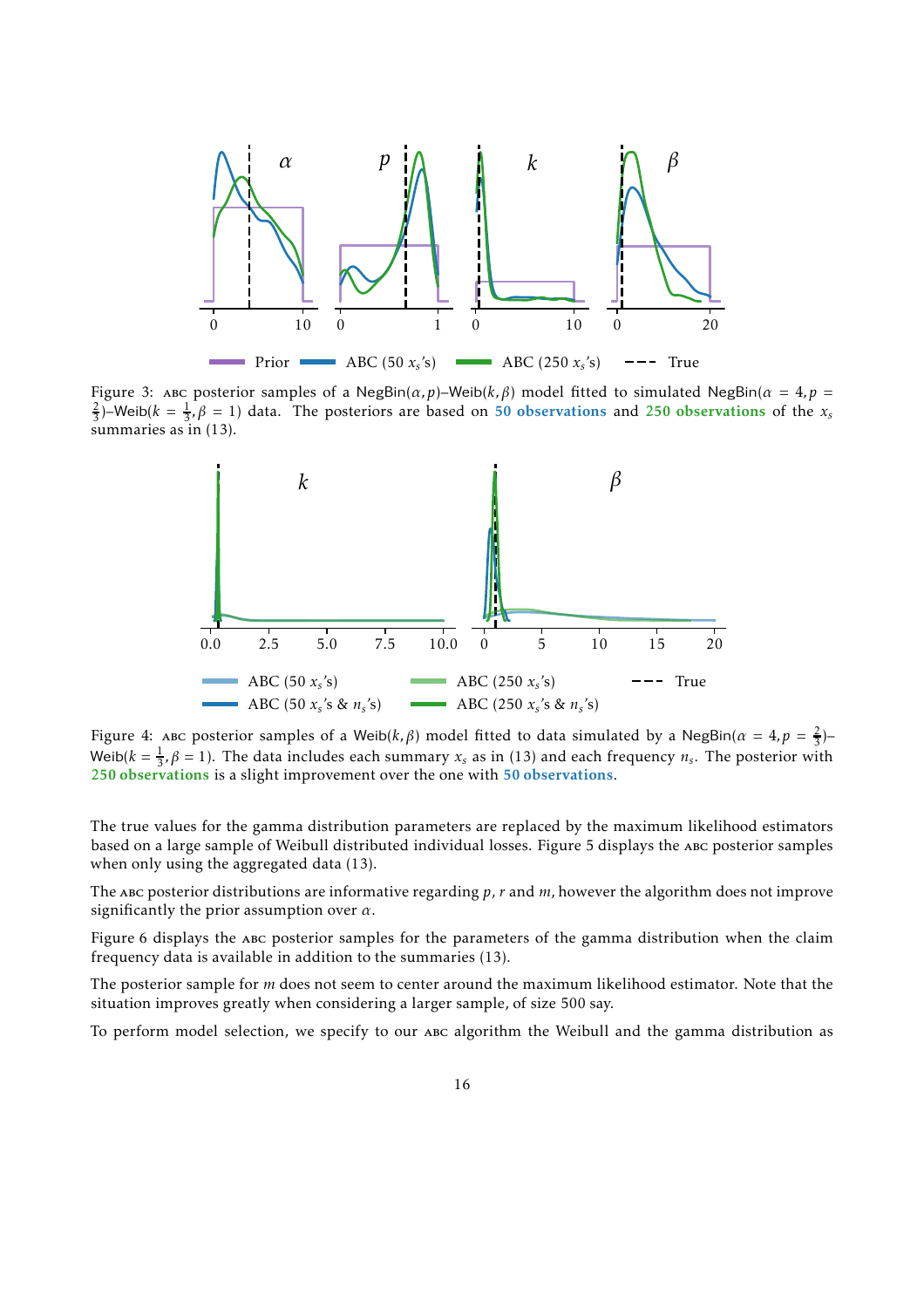Figure 3: ABC posterior samples of a NegBin($\alpha, p$)–Weib($k, \beta$) model fitted to simulated NegBin($\alpha = 4, p = \frac{2}{3}$)–Weib($k = \frac{1}{3}, \beta = 1$) data. The posteriors are based on **50 observations** and **250 observations** of the $x_s$ summaries as in (13).

Figure 4: ABC posterior samples of a Weib($k, \beta$) model fitted to data simulated by a NegBin($\alpha = 4, p = \frac{2}{3}$)–Weib($k = \frac{1}{3}, \beta = 1$). The data includes each summary $x_s$ as in (13) and each frequency $n_s$. The posterior with **250 observations** is a slight improvement over the one with **50 observations**.

The true values for the gamma distribution parameters are replaced by the maximum likelihood estimators based on a large sample of Weibull distributed individual losses. Figure 5 displays the ABC posterior samples when only using the aggregated data (13).

The ABC posterior distributions are informative regarding $p$, $r$ and $m$, however the algorithm does not improve significantly the prior assumption over $\alpha$.

Figure 6 displays the ABC posterior samples for the parameters of the gamma distribution when the claim frequency data is available in addition to the summaries (13).

The posterior sample for $m$ does not seem to center around the maximum likelihood estimator. Note that the situation improves greatly when considering a larger sample, of size 500 say.

To perform model selection, we specify to our ABC algorithm the Weibull and the gamma distribution as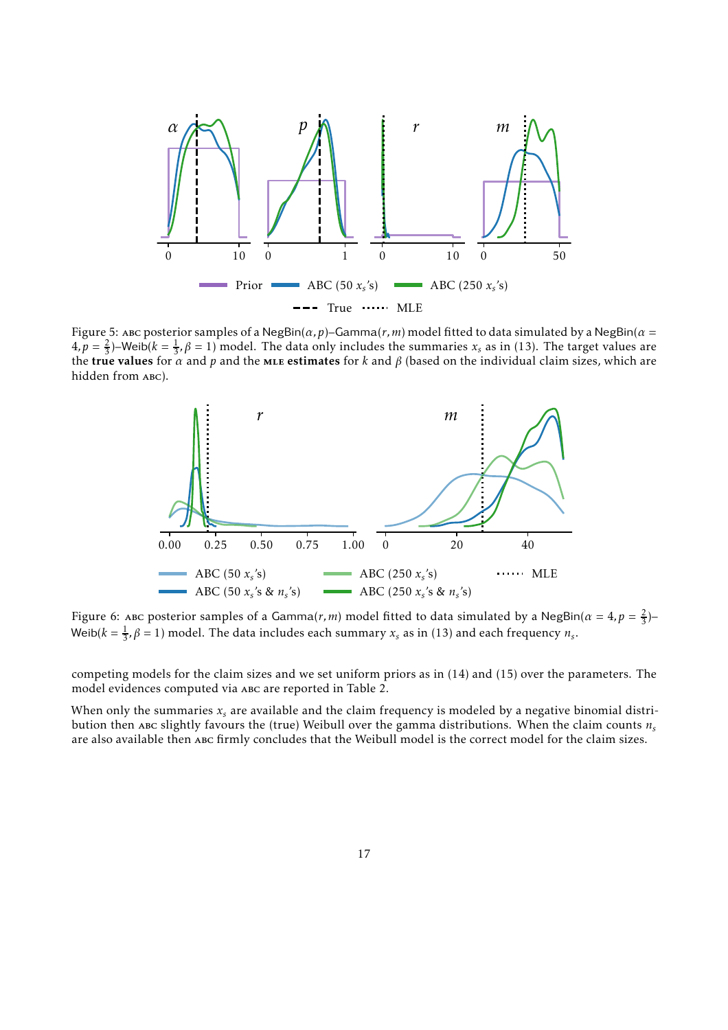Figure 5: ABC posterior samples of a $\mathsf{NegBin}(\alpha, p)$–$\mathsf{Gamma}(r, m)$ model fitted to data simulated by a $\mathsf{NegBin}(\alpha = 4, p = \frac{2}{3})$–$\mathsf{Weib}(k = \frac{1}{3}, \beta = 1)$ model. The data only includes the summaries $x_s$ as in (13). The target values are the **true values** for $\alpha$ and $p$ and the **MLE estimates** for $k$ and $\beta$ (based on the individual claim sizes, which are hidden from ABC).

Figure 6: ABC posterior samples of a $\mathsf{Gamma}(r, m)$ model fitted to data simulated by a $\mathsf{NegBin}(\alpha = 4, p = \frac{2}{3})$–$\mathsf{Weib}(k = \frac{1}{3}, \beta = 1)$ model. The data includes each summary $x_s$ as in (13) and each frequency $n_s$.

competing models for the claim sizes and we set uniform priors as in (14) and (15) over the parameters. The model evidences computed via ABC are reported in Table 2.

When only the summaries $x_s$ are available and the claim frequency is modeled by a negative binomial distribution then ABC slightly favours the (true) Weibull over the gamma distributions. When the claim counts $n_s$ are also available then ABC firmly concludes that the Weibull model is the correct model for the claim sizes.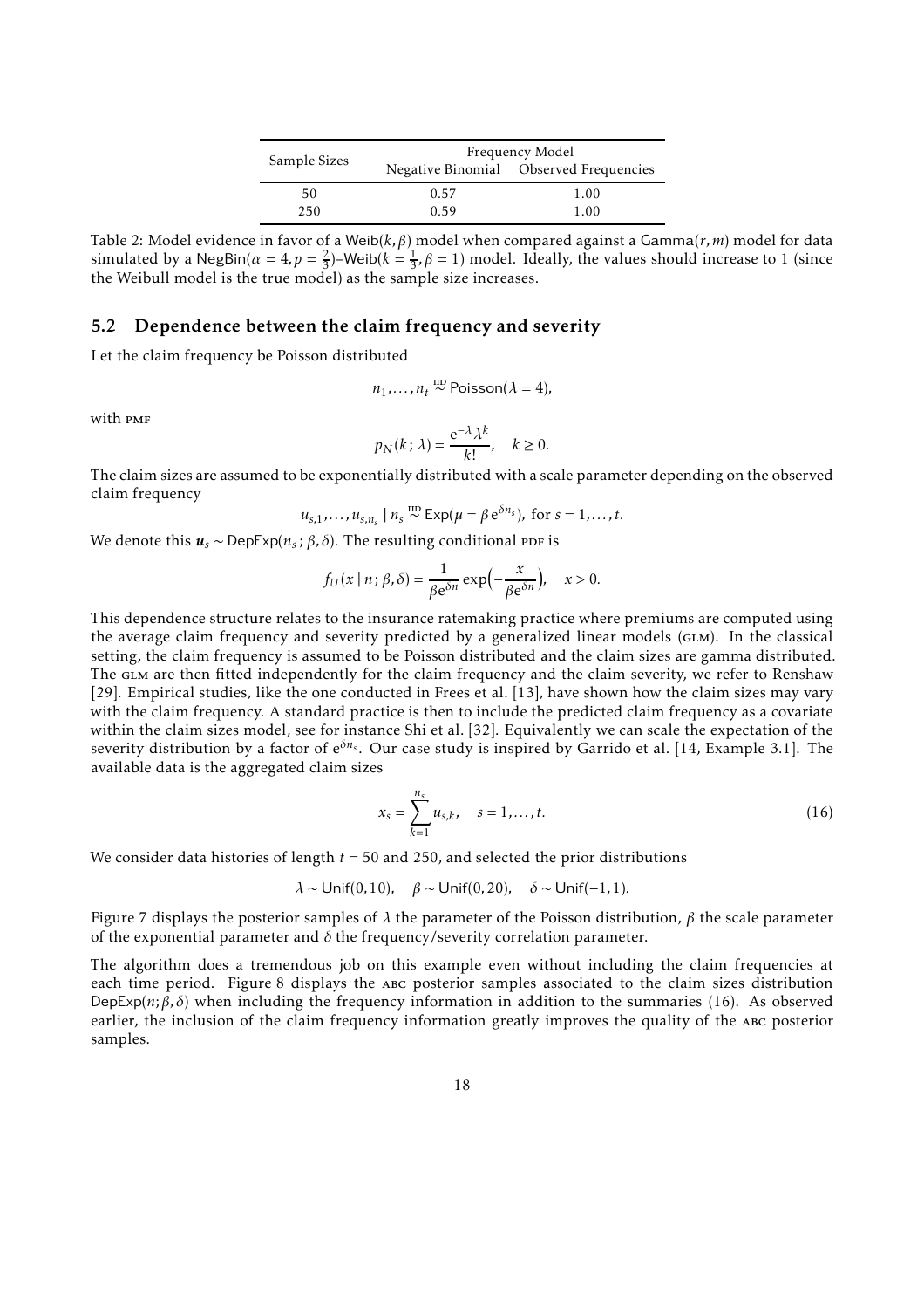| Sample Sizes | Frequency Model | |
|---|---|---|
| | Negative Binomial | Observed Frequencies |
| 50 | 0.57 | 1.00 |
| 250 | 0.59 | 1.00 |

Table 2: Model evidence in favor of a $\mathsf{Weib}(k,\beta)$ model when compared against a $\mathsf{Gamma}(r,m)$ model for data simulated by a $\mathsf{NegBin}(\alpha = 4, p = \frac{2}{3})$–$\mathsf{Weib}(k = \frac{1}{3}, \beta = 1)$ model. Ideally, the values should increase to 1 (since the Weibull model is the true model) as the sample size increases.

## 5.2 Dependence between the claim frequency and severity

Let the claim frequency be Poisson distributed

$$n_1,\dots,n_t \overset{\text{IID}}{\sim} \mathsf{Poisson}(\lambda = 4),$$

with PMF

$$p_N(k\,;\lambda) = \frac{\mathrm{e}^{-\lambda}\lambda^k}{k!}, \quad k \geq 0.$$

The claim sizes are assumed to be exponentially distributed with a scale parameter depending on the observed claim frequency

$$u_{s,1},\dots,u_{s,n_s} \mid n_s \overset{\text{IID}}{\sim} \mathsf{Exp}(\mu = \beta\,\mathrm{e}^{\delta n_s}), \text{ for } s = 1,\dots,t.$$

We denote this $\boldsymbol{u}_s \sim \mathsf{DepExp}(n_s\,;\beta,\delta)$. The resulting conditional PDF is

$$f_U(x \mid n\,;\beta,\delta) = \frac{1}{\beta\mathrm{e}^{\delta n}}\exp\Big(-\frac{x}{\beta\mathrm{e}^{\delta n}}\Big), \quad x > 0.$$

This dependence structure relates to the insurance ratemaking practice where premiums are computed using the average claim frequency and severity predicted by a generalized linear models (GLM). In the classical setting, the claim frequency is assumed to be Poisson distributed and the claim sizes are gamma distributed. The GLM are then fitted independently for the claim frequency and the claim severity, we refer to Renshaw [29]. Empirical studies, like the one conducted in Frees et al. [13], have shown how the claim sizes may vary with the claim frequency. A standard practice is then to include the predicted claim frequency as a covariate within the claim sizes model, see for instance Shi et al. [32]. Equivalently we can scale the expectation of the severity distribution by a factor of $\mathrm{e}^{\delta n_s}$. Our case study is inspired by Garrido et al. [14, Example 3.1]. The available data is the aggregated claim sizes

$$x_s = \sum_{k=1}^{n_s} u_{s,k}, \quad s = 1,\dots,t. \tag{16}$$

We consider data histories of length $t = 50$ and 250, and selected the prior distributions

$$\lambda \sim \mathsf{Unif}(0,10), \quad \beta \sim \mathsf{Unif}(0,20), \quad \delta \sim \mathsf{Unif}(-1,1).$$

Figure 7 displays the posterior samples of $\lambda$ the parameter of the Poisson distribution, $\beta$ the scale parameter of the exponential parameter and $\delta$ the frequency/severity correlation parameter.

The algorithm does a tremendous job on this example even without including the claim frequencies at each time period. Figure 8 displays the ABC posterior samples associated to the claim sizes distribution $\mathsf{DepExp}(n;\beta,\delta)$ when including the frequency information in addition to the summaries (16). As observed earlier, the inclusion of the claim frequency information greatly improves the quality of the ABC posterior samples.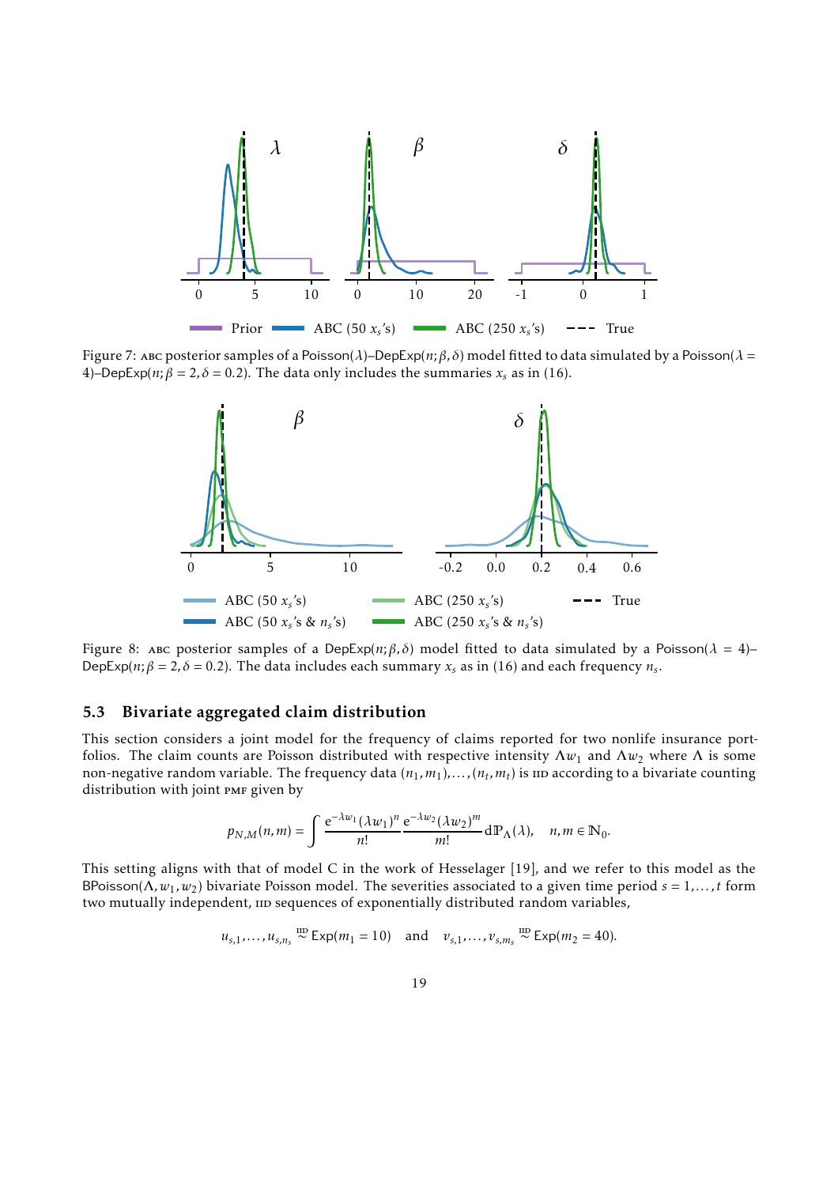Figure 7: ABC posterior samples of a Poisson($\lambda$)–DepExp($n;\beta,\delta$) model fitted to data simulated by a Poisson($\lambda = 4$)–DepExp($n;\beta = 2,\delta = 0.2$). The data only includes the summaries $x_s$ as in (16).

Figure 8: ABC posterior samples of a DepExp($n;\beta,\delta$) model fitted to data simulated by a Poisson($\lambda = 4$)–DepExp($n;\beta = 2,\delta = 0.2$). The data includes each summary $x_s$ as in (16) and each frequency $n_s$.

### 5.3 Bivariate aggregated claim distribution

This section considers a joint model for the frequency of claims reported for two nonlife insurance portfolios. The claim counts are Poisson distributed with respective intensity $\Lambda w_1$ and $\Lambda w_2$ where $\Lambda$ is some non-negative random variable. The frequency data $(n_1,m_1),\ldots,(n_t,m_t)$ is IID according to a bivariate counting distribution with joint PMF given by

$$p_{N,M}(n,m) = \int \frac{\mathrm{e}^{-\lambda w_1}(\lambda w_1)^n}{n!}\frac{\mathrm{e}^{-\lambda w_2}(\lambda w_2)^m}{m!}\mathrm{d}\mathbb{P}_\Lambda(\lambda), \quad n,m \in \mathbb{N}_0.$$

This setting aligns with that of model C in the work of Hesselager [19], and we refer to this model as the BPoisson($\Lambda,w_1,w_2$) bivariate Poisson model. The severities associated to a given time period $s = 1,\ldots,t$ form two mutually independent, IID sequences of exponentially distributed random variables,

$$u_{s,1},\ldots,u_{s,n_s} \overset{\text{IID}}{\sim} \mathsf{Exp}(m_1 = 10) \quad \text{and} \quad v_{s,1},\ldots,v_{s,m_s} \overset{\text{IID}}{\sim} \mathsf{Exp}(m_2 = 40).$$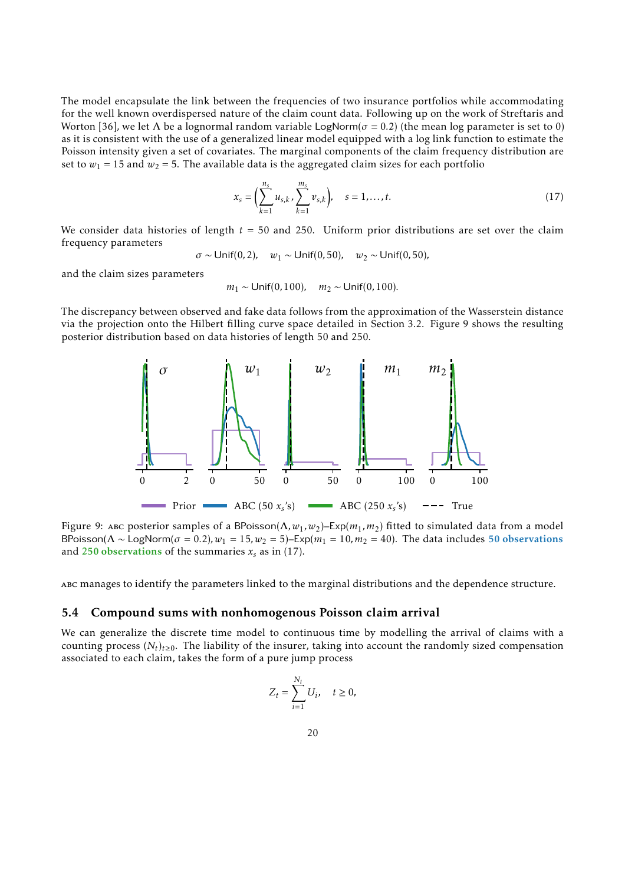The model encapsulate the link between the frequencies of two insurance portfolios while accommodating for the well known overdispersed nature of the claim count data. Following up on the work of Streftaris and Worton [36], we let $\Lambda$ be a lognormal random variable $\mathsf{LogNorm}(\sigma = 0.2)$ (the mean log parameter is set to 0) as it is consistent with the use of a generalized linear model equipped with a log link function to estimate the Poisson intensity given a set of covariates. The marginal components of the claim frequency distribution are set to $w_1 = 15$ and $w_2 = 5$. The available data is the aggregated claim sizes for each portfolio

$$x_s = \left( \sum_{k=1}^{n_s} u_{s,k}, \sum_{k=1}^{m_s} v_{s,k} \right), \quad s = 1, \ldots, t. \tag{17}$$

We consider data histories of length $t = 50$ and 250. Uniform prior distributions are set over the claim frequency parameters

$$\sigma \sim \mathsf{Unif}(0,2), \quad w_1 \sim \mathsf{Unif}(0,50), \quad w_2 \sim \mathsf{Unif}(0,50),$$

and the claim sizes parameters

$$m_1 \sim \mathsf{Unif}(0,100), \quad m_2 \sim \mathsf{Unif}(0,100).$$

The discrepancy between observed and fake data follows from the approximation of the Wasserstein distance via the projection onto the Hilbert filling curve space detailed in Section 3.2. Figure 9 shows the resulting posterior distribution based on data histories of length 50 and 250.

Figure 9: ABC posterior samples of a $\mathsf{BPoisson}(\Lambda, w_1, w_2)$–$\mathsf{Exp}(m_1, m_2)$ fitted to simulated data from a model $\mathsf{BPoisson}(\Lambda \sim \mathsf{LogNorm}(\sigma = 0.2), w_1 = 15, w_2 = 5)$–$\mathsf{Exp}(m_1 = 10, m_2 = 40)$. The data includes **50 observations** and **250 observations** of the summaries $x_s$ as in (17).

ABC manages to identify the parameters linked to the marginal distributions and the dependence structure.

## 5.4 Compound sums with nonhomogenous Poisson claim arrival

We can generalize the discrete time model to continuous time by modelling the arrival of claims with a counting process $(N_t)_{t \geq 0}$. The liability of the insurer, taking into account the randomly sized compensation associated to each claim, takes the form of a pure jump process

$$Z_t = \sum_{i=1}^{N_t} U_i, \quad t \geq 0,$$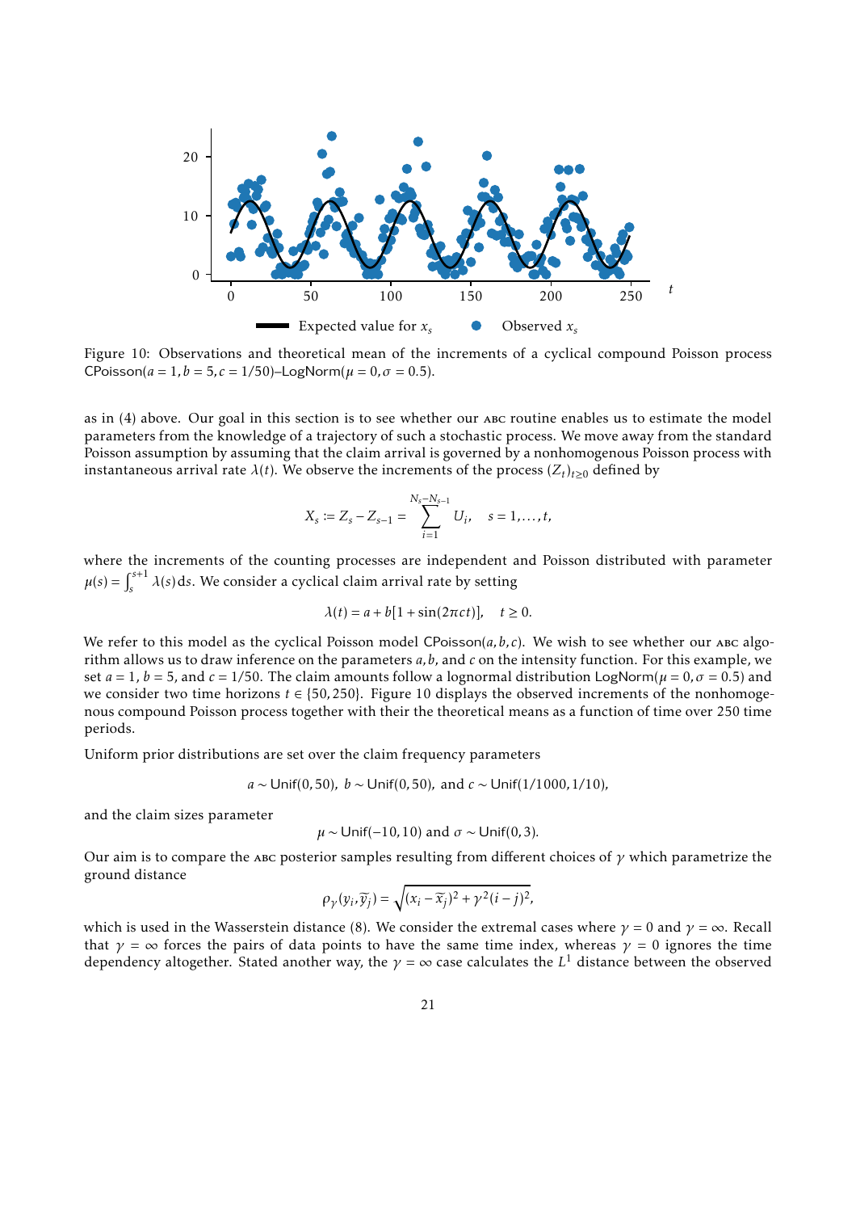Figure 10: Observations and theoretical mean of the increments of a cyclical compound Poisson process CPoisson($a = 1, b = 5, c = 1/50$)–LogNorm($\mu = 0, \sigma = 0.5$).

as in (4) above. Our goal in this section is to see whether our ABC routine enables us to estimate the model parameters from the knowledge of a trajectory of such a stochastic process. We move away from the standard Poisson assumption by assuming that the claim arrival is governed by a nonhomogenous Poisson process with instantaneous arrival rate $\lambda(t)$. We observe the increments of the process $(Z_t)_{t\geq 0}$ defined by

$$X_s := Z_s - Z_{s-1} = \sum_{i=1}^{N_s - N_{s-1}} U_i, \quad s = 1, \dots, t,$$

where the increments of the counting processes are independent and Poisson distributed with parameter $\mu(s) = \int_s^{s+1} \lambda(s)\,\mathrm{d}s$. We consider a cyclical claim arrival rate by setting

$$\lambda(t) = a + b[1 + \sin(2\pi c t)], \quad t \geq 0.$$

We refer to this model as the cyclical Poisson model CPoisson($a, b, c$). We wish to see whether our ABC algorithm allows us to draw inference on the parameters $a, b$, and $c$ on the intensity function. For this example, we set $a = 1$, $b = 5$, and $c = 1/50$. The claim amounts follow a lognormal distribution LogNorm($\mu = 0, \sigma = 0.5$) and we consider two time horizons $t \in \{50, 250\}$. Figure 10 displays the observed increments of the nonhomogenous compound Poisson process together with their the theoretical means as a function of time over 250 time periods.

Uniform prior distributions are set over the claim frequency parameters

$$a \sim \mathsf{Unif}(0, 50),\ b \sim \mathsf{Unif}(0, 50),\ \text{and}\ c \sim \mathsf{Unif}(1/1000, 1/10),$$

and the claim sizes parameter

$$\mu \sim \mathsf{Unif}(-10, 10)\ \text{and}\ \sigma \sim \mathsf{Unif}(0, 3).$$

Our aim is to compare the ABC posterior samples resulting from different choices of $\gamma$ which parametrize the ground distance

$$\rho_\gamma(y_i, \widetilde{y}_j) = \sqrt{(x_i - \widetilde{x}_j)^2 + \gamma^2 (i - j)^2},$$

which is used in the Wasserstein distance (8). We consider the extremal cases where $\gamma = 0$ and $\gamma = \infty$. Recall that $\gamma = \infty$ forces the pairs of data points to have the same time index, whereas $\gamma = 0$ ignores the time dependency altogether. Stated another way, the $\gamma = \infty$ case calculates the $L^1$ distance between the observed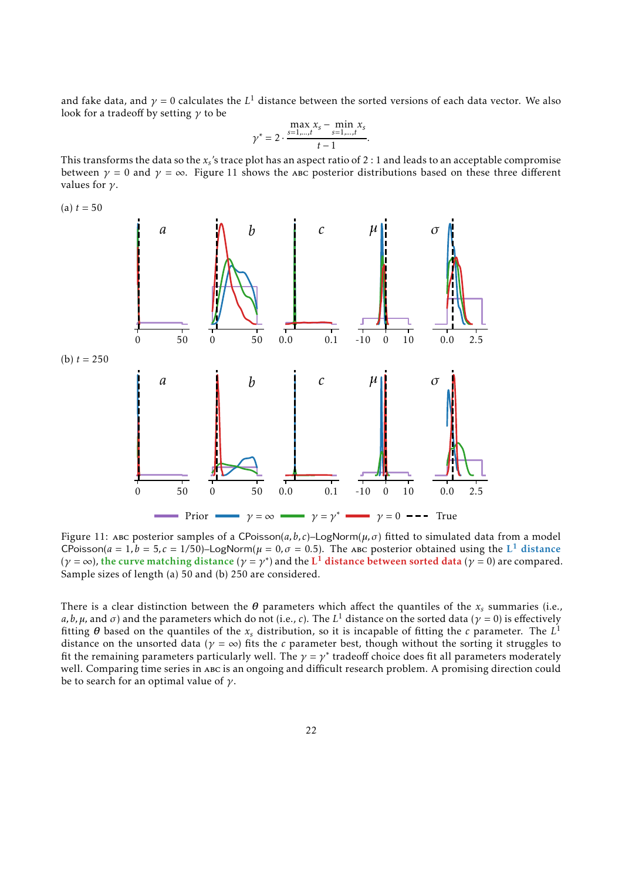and fake data, and $\gamma = 0$ calculates the $L^1$ distance between the sorted versions of each data vector. We also look for a tradeoff by setting $\gamma$ to be

$$\gamma^* = 2 \cdot \frac{\max_{s=1,\dots,t} x_s - \min_{s=1,\dots,t} x_s}{t-1}.$$

This transforms the data so the $x_s$'s trace plot has an aspect ratio of 2 : 1 and leads to an acceptable compromise between $\gamma = 0$ and $\gamma = \infty$. Figure 11 shows the ABC posterior distributions based on these three different values for $\gamma$.

Figure 11: ABC posterior samples of a CPoisson$(a, b, c)$–LogNorm$(\mu, \sigma)$ fitted to simulated data from a model CPoisson$(a = 1, b = 5, c = 1/50)$–LogNorm$(\mu = 0, \sigma = 0.5)$. The ABC posterior obtained using the $L^1$ distance ($\gamma = \infty$), the curve matching distance ($\gamma = \gamma^*$) and the $L^1$ distance between sorted data ($\gamma = 0$) are compared. Sample sizes of length (a) 50 and (b) 250 are considered.

There is a clear distinction between the $\boldsymbol{\theta}$ parameters which affect the quantiles of the $x_s$ summaries (i.e., $a, b, \mu$, and $\sigma$) and the parameters which do not (i.e., $c$). The $L^1$ distance on the sorted data ($\gamma = 0$) is effectively fitting $\boldsymbol{\theta}$ based on the quantiles of the $x_s$ distribution, so it is incapable of fitting the $c$ parameter. The $L^1$ distance on the unsorted data ($\gamma = \infty$) fits the $c$ parameter best, though without the sorting it struggles to fit the remaining parameters particularly well. The $\gamma = \gamma^*$ tradeoff choice does fit all parameters moderately well. Comparing time series in ABC is an ongoing and difficult research problem. A promising direction could be to search for an optimal value of $\gamma$.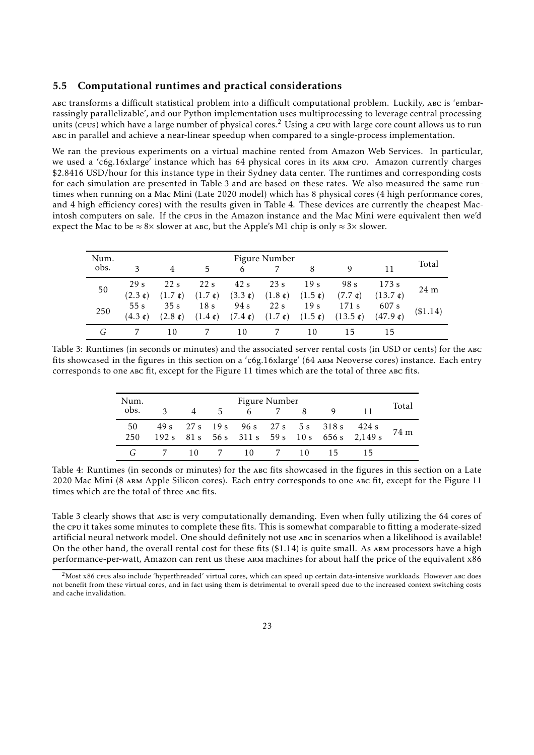### 5.5 Computational runtimes and practical considerations

ABC transforms a difficult statistical problem into a difficult computational problem. Luckily, ABC is 'embarrassingly parallelizable', and our Python implementation uses multiprocessing to leverage central processing units (CPUs) which have a large number of physical cores.[2] Using a CPU with large core count allows us to run ABC in parallel and achieve a near-linear speedup when compared to a single-process implementation.

We ran the previous experiments on a virtual machine rented from Amazon Web Services. In particular, we used a 'c6g.16xlarge' instance which has 64 physical cores in its ARM CPU. Amazon currently charges \$2.8416 USD/hour for this instance type in their Sydney data center. The runtimes and corresponding costs for each simulation are presented in Table 3 and are based on these rates. We also measured the same runtimes when running on a Mac Mini (Late 2020 model) which has 8 physical cores (4 high performance cores, and 4 high efficiency cores) with the results given in Table 4. These devices are currently the cheapest Macintosh computers on sale. If the CPUs in the Amazon instance and the Mac Mini were equivalent then we'd expect the Mac to be $\approx 8\times$ slower at ABC, but the Apple's M1 chip is only $\approx 3\times$ slower.

| Num. obs. | Figure Number | | | | | | | | Total |
|---|---|---|---|---|---|---|---|---|---|
| | 3 | 4 | 5 | 6 | 7 | 8 | 9 | 11 | |
| 50 | 29 s (2.3 ¢) | 22 s (1.7 ¢) | 22 s (1.7 ¢) | 42 s (3.3 ¢) | 23 s (1.8 ¢) | 19 s (1.5 ¢) | 98 s (7.7 ¢) | 173 s (13.7 ¢) | 24 m |
| 250 | 55 s (4.3 ¢) | 35 s (2.8 ¢) | 18 s (1.4 ¢) | 94 s (7.4 ¢) | 22 s (1.7 ¢) | 19 s (1.5 ¢) | 171 s (13.5 ¢) | 607 s (47.9 ¢) | (\$1.14) |
| $G$ | 7 | 10 | 7 | 10 | 7 | 10 | 15 | 15 | |

Table 3: Runtimes (in seconds or minutes) and the associated server rental costs (in USD or cents) for the ABC fits showcased in the figures in this section on a 'c6g.16xlarge' (64 ARM Neoverse cores) instance. Each entry corresponds to one ABC fit, except for the Figure 11 times which are the total of three ABC fits.

| Num. obs. | Figure Number | | | | | | | | Total |
|---|---|---|---|---|---|---|---|---|---|
| | 3 | 4 | 5 | 6 | 7 | 8 | 9 | 11 | |
| 50 | 49 s | 27 s | 19 s | 96 s | 27 s | 5 s | 318 s | 424 s | 74 m |
| 250 | 192 s | 81 s | 56 s | 311 s | 59 s | 10 s | 656 s | 2,149 s | |
| $G$ | 7 | 10 | 7 | 10 | 7 | 10 | 15 | 15 | |

Table 4: Runtimes (in seconds or minutes) for the ABC fits showcased in the figures in this section on a Late 2020 Mac Mini (8 ARM Apple Silicon cores). Each entry corresponds to one ABC fit, except for the Figure 11 times which are the total of three ABC fits.

Table 3 clearly shows that ABC is very computationally demanding. Even when fully utilizing the 64 cores of the CPU it takes some minutes to complete these fits. This is somewhat comparable to fitting a moderate-sized artificial neural network model. One should definitely not use ABC in scenarios when a likelihood is available! On the other hand, the overall rental cost for these fits (\$1.14) is quite small. As ARM processors have a high performance-per-watt, Amazon can rent us these ARM machines for about half the price of the equivalent x86

[2] Most x86 CPUs also include 'hyperthreaded' virtual cores, which can speed up certain data-intensive workloads. However ABC does not benefit from these virtual cores, and in fact using them is detrimental to overall speed due to the increased context switching costs and cache invalidation.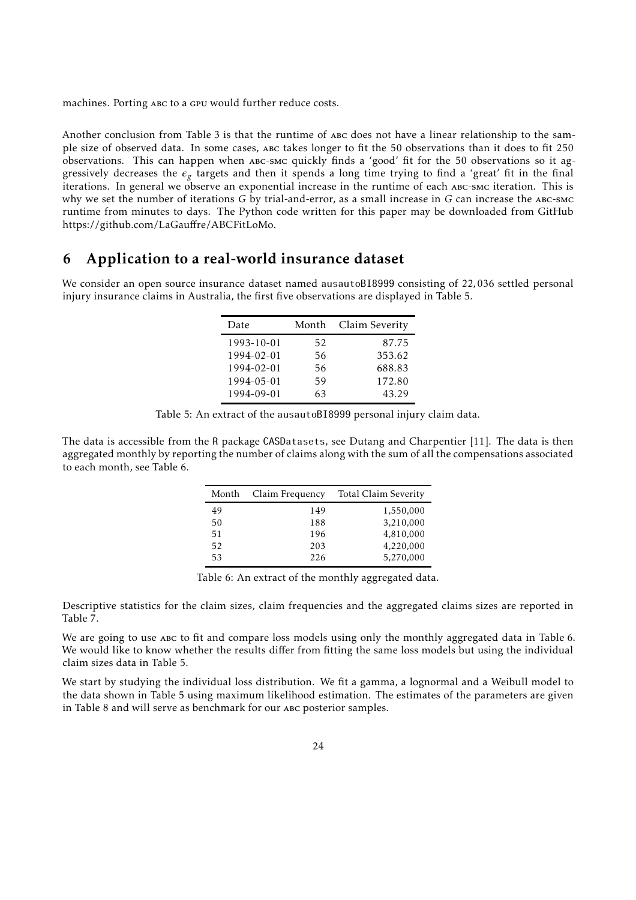machines. Porting ABC to a GPU would further reduce costs.

Another conclusion from Table 3 is that the runtime of ABC does not have a linear relationship to the sample size of observed data. In some cases, ABC takes longer to fit the 50 observations than it does to fit 250 observations. This can happen when ABC-SMC quickly finds a 'good' fit for the 50 observations so it aggressively decreases the $\epsilon_g$ targets and then it spends a long time trying to find a 'great' fit in the final iterations. In general we observe an exponential increase in the runtime of each ABC-SMC iteration. This is why we set the number of iterations $G$ by trial-and-error, as a small increase in $G$ can increase the ABC-SMC runtime from minutes to days. The Python code written for this paper may be downloaded from GitHub https://github.com/LaGauffre/ABCFitLoMo.

## 6 Application to a real-world insurance dataset

We consider an open source insurance dataset named ausautoBI8999 consisting of 22,036 settled personal injury insurance claims in Australia, the first five observations are displayed in Table 5.

| Date | Month | Claim Severity |
|---|---|---|
| 1993-10-01 | 52 | 87.75 |
| 1994-02-01 | 56 | 353.62 |
| 1994-02-01 | 56 | 688.83 |
| 1994-05-01 | 59 | 172.80 |
| 1994-09-01 | 63 | 43.29 |

Table 5: An extract of the ausautoBI8999 personal injury claim data.

The data is accessible from the R package CASDatasets, see Dutang and Charpentier [11]. The data is then aggregated monthly by reporting the number of claims along with the sum of all the compensations associated to each month, see Table 6.

| Month | Claim Frequency | Total Claim Severity |
|---|---|---|
| 49 | 149 | 1,550,000 |
| 50 | 188 | 3,210,000 |
| 51 | 196 | 4,810,000 |
| 52 | 203 | 4,220,000 |
| 53 | 226 | 5,270,000 |

Table 6: An extract of the monthly aggregated data.

Descriptive statistics for the claim sizes, claim frequencies and the aggregated claims sizes are reported in Table 7.

We are going to use ABC to fit and compare loss models using only the monthly aggregated data in Table 6. We would like to know whether the results differ from fitting the same loss models but using the individual claim sizes data in Table 5.

We start by studying the individual loss distribution. We fit a gamma, a lognormal and a Weibull model to the data shown in Table 5 using maximum likelihood estimation. The estimates of the parameters are given in Table 8 and will serve as benchmark for our ABC posterior samples.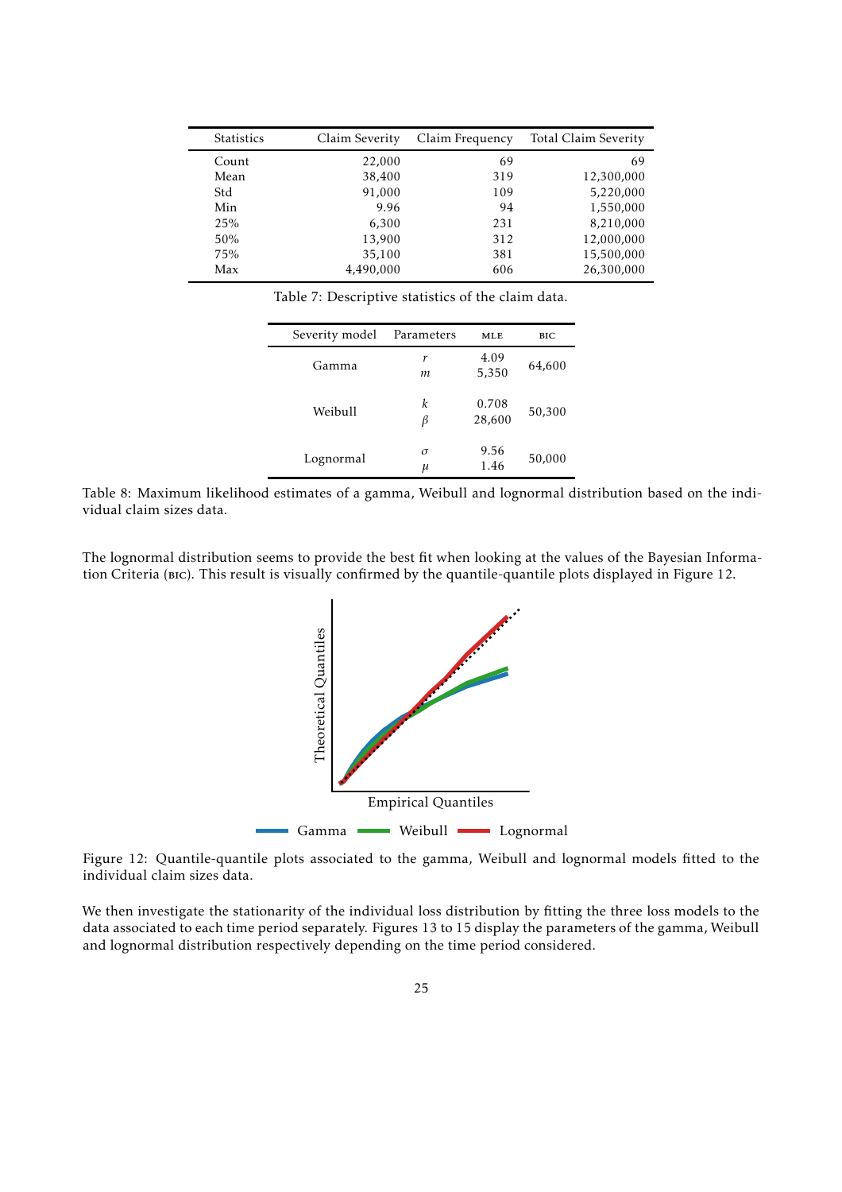| Statistics | Claim Severity | Claim Frequency | Total Claim Severity |
| --- | --- | --- | --- |
| Count | 22,000 | 69 | 69 |
| Mean | 38,400 | 319 | 12,300,000 |
| Std | 91,000 | 109 | 5,220,000 |
| Min | 9.96 | 94 | 1,550,000 |
| 25% | 6,300 | 231 | 8,210,000 |
| 50% | 13,900 | 312 | 12,000,000 |
| 75% | 35,100 | 381 | 15,500,000 |
| Max | 4,490,000 | 606 | 26,300,000 |

Table 7: Descriptive statistics of the claim data.

| Severity model | Parameters | MLE | BIC |
| --- | --- | --- | --- |
| Gamma | $r$ | 4.09 | 64,600 |
| | $m$ | 5,350 | |
| Weibull | $k$ | 0.708 | 50,300 |
| | $\beta$ | 28,600 | |
| Lognormal | $\sigma$ | 9.56 | 50,000 |
| | $\mu$ | 1.46 | |

Table 8: Maximum likelihood estimates of a gamma, Weibull and lognormal distribution based on the individual claim sizes data.

The lognormal distribution seems to provide the best fit when looking at the values of the Bayesian Information Criteria (BIC). This result is visually confirmed by the quantile-quantile plots displayed in Figure 12.

Figure 12: Quantile-quantile plots associated to the gamma, Weibull and lognormal models fitted to the individual claim sizes data.

We then investigate the stationarity of the individual loss distribution by fitting the three loss models to the data associated to each time period separately. Figures 13 to 15 display the parameters of the gamma, Weibull and lognormal distribution respectively depending on the time period considered.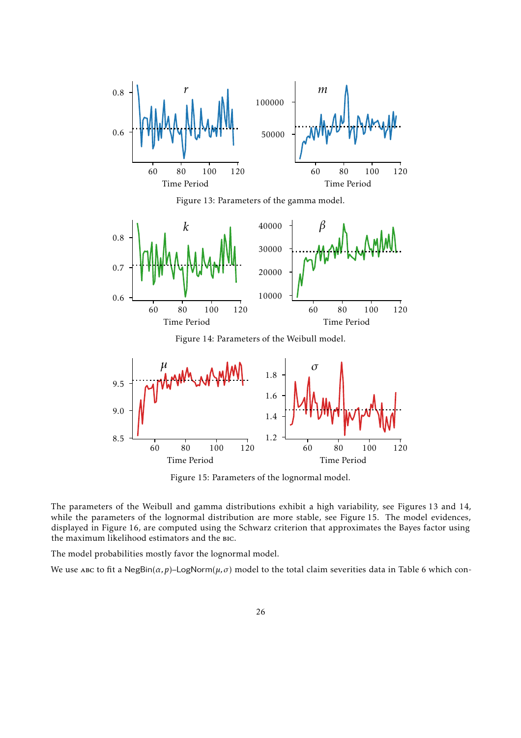Figure 13: Parameters of the gamma model.

Figure 14: Parameters of the Weibull model.

Figure 15: Parameters of the lognormal model.

The parameters of the Weibull and gamma distributions exhibit a high variability, see Figures 13 and 14, while the parameters of the lognormal distribution are more stable, see Figure 15. The model evidences, displayed in Figure 16, are computed using the Schwarz criterion that approximates the Bayes factor using the maximum likelihood estimators and the BIC.

The model probabilities mostly favor the lognormal model.

We use ABC to fit a $\mathsf{NegBin}(\alpha, p)$–$\mathsf{LogNorm}(\mu, \sigma)$ model to the total claim severities data in Table 6 which con-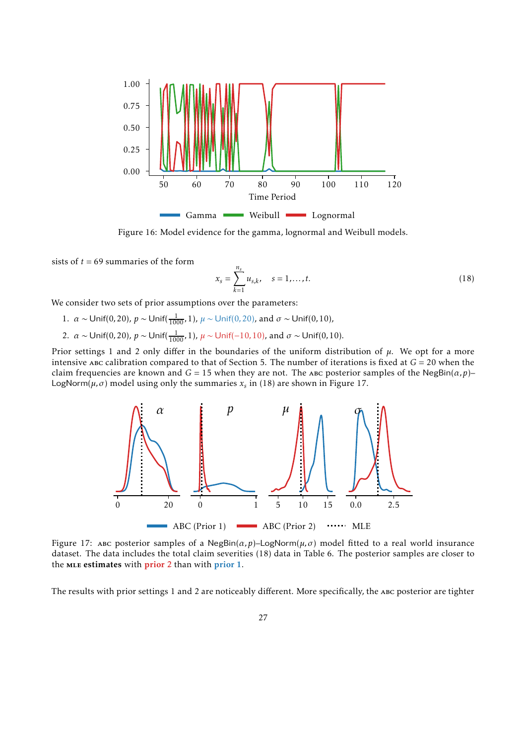Figure 16: Model evidence for the gamma, lognormal and Weibull models.

sists of $t = 69$ summaries of the form

$$x_s = \sum_{k=1}^{n_s} u_{s,k}, \quad s = 1, \ldots, t. \tag{18}$$

We consider two sets of prior assumptions over the parameters:

1. $\alpha \sim \mathsf{Unif}(0, 20)$, $p \sim \mathsf{Unif}(\frac{1}{1000}, 1)$, $\mu \sim \mathsf{Unif}(0, 20)$, and $\sigma \sim \mathsf{Unif}(0, 10)$,
2. $\alpha \sim \mathsf{Unif}(0, 20)$, $p \sim \mathsf{Unif}(\frac{1}{1000}, 1)$, $\mu \sim \mathsf{Unif}(-10, 10)$, and $\sigma \sim \mathsf{Unif}(0, 10)$.

Prior settings 1 and 2 only differ in the boundaries of the uniform distribution of $\mu$. We opt for a more intensive ABC calibration compared to that of Section 5. The number of iterations is fixed at $G = 20$ when the claim frequencies are known and $G = 15$ when they are not. The ABC posterior samples of the $\mathsf{NegBin}(\alpha, p)$–$\mathsf{LogNorm}(\mu, \sigma)$ model using only the summaries $x_s$ in (18) are shown in Figure 17.

Figure 17: ABC posterior samples of a $\mathsf{NegBin}(\alpha, p)$–$\mathsf{LogNorm}(\mu, \sigma)$ model fitted to a real world insurance dataset. The data includes the total claim severities (18) data in Table 6. The posterior samples are closer to the **MLE estimates** with **prior 2** than with **prior 1**.

The results with prior settings 1 and 2 are noticeably different. More specifically, the ABC posterior are tighter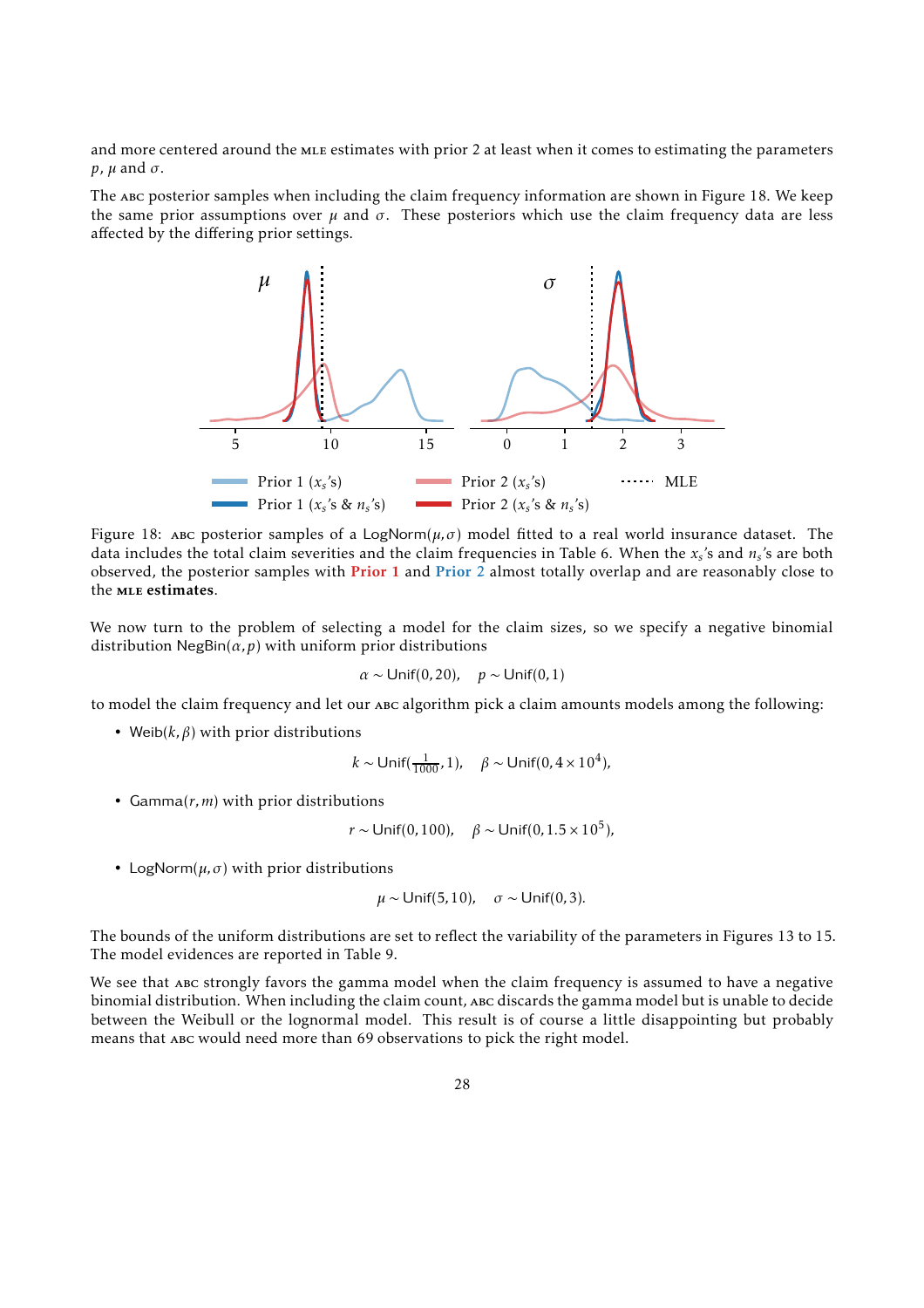and more centered around the MLE estimates with prior 2 at least when it comes to estimating the parameters $p$, $\mu$ and $\sigma$.

The ABC posterior samples when including the claim frequency information are shown in Figure 18. We keep the same prior assumptions over $\mu$ and $\sigma$. These posteriors which use the claim frequency data are less affected by the differing prior settings.

Figure 18: ABC posterior samples of a LogNorm$(\mu, \sigma)$ model fitted to a real world insurance dataset. The data includes the total claim severities and the claim frequencies in Table 6. When the $x_s$'s and $n_s$'s are both observed, the posterior samples with Prior 1 and Prior 2 almost totally overlap and are reasonably close to the **MLE estimates**.

We now turn to the problem of selecting a model for the claim sizes, so we specify a negative binomial distribution NegBin$(\alpha, p)$ with uniform prior distributions

$$\alpha \sim \mathsf{Unif}(0, 20), \quad p \sim \mathsf{Unif}(0, 1)$$

to model the claim frequency and let our ABC algorithm pick a claim amounts models among the following:

- Weib$(k, \beta)$ with prior distributions

$$k \sim \mathsf{Unif}(\tfrac{1}{1000}, 1), \quad \beta \sim \mathsf{Unif}(0, 4 \times 10^4),$$

- Gamma$(r, m)$ with prior distributions

$$r \sim \mathsf{Unif}(0, 100), \quad \beta \sim \mathsf{Unif}(0, 1.5 \times 10^5),$$

- LogNorm$(\mu, \sigma)$ with prior distributions

$$\mu \sim \mathsf{Unif}(5, 10), \quad \sigma \sim \mathsf{Unif}(0, 3).$$

The bounds of the uniform distributions are set to reflect the variability of the parameters in Figures 13 to 15. The model evidences are reported in Table 9.

We see that ABC strongly favors the gamma model when the claim frequency is assumed to have a negative binomial distribution. When including the claim count, ABC discards the gamma model but is unable to decide between the Weibull or the lognormal model. This result is of course a little disappointing but probably means that ABC would need more than 69 observations to pick the right model.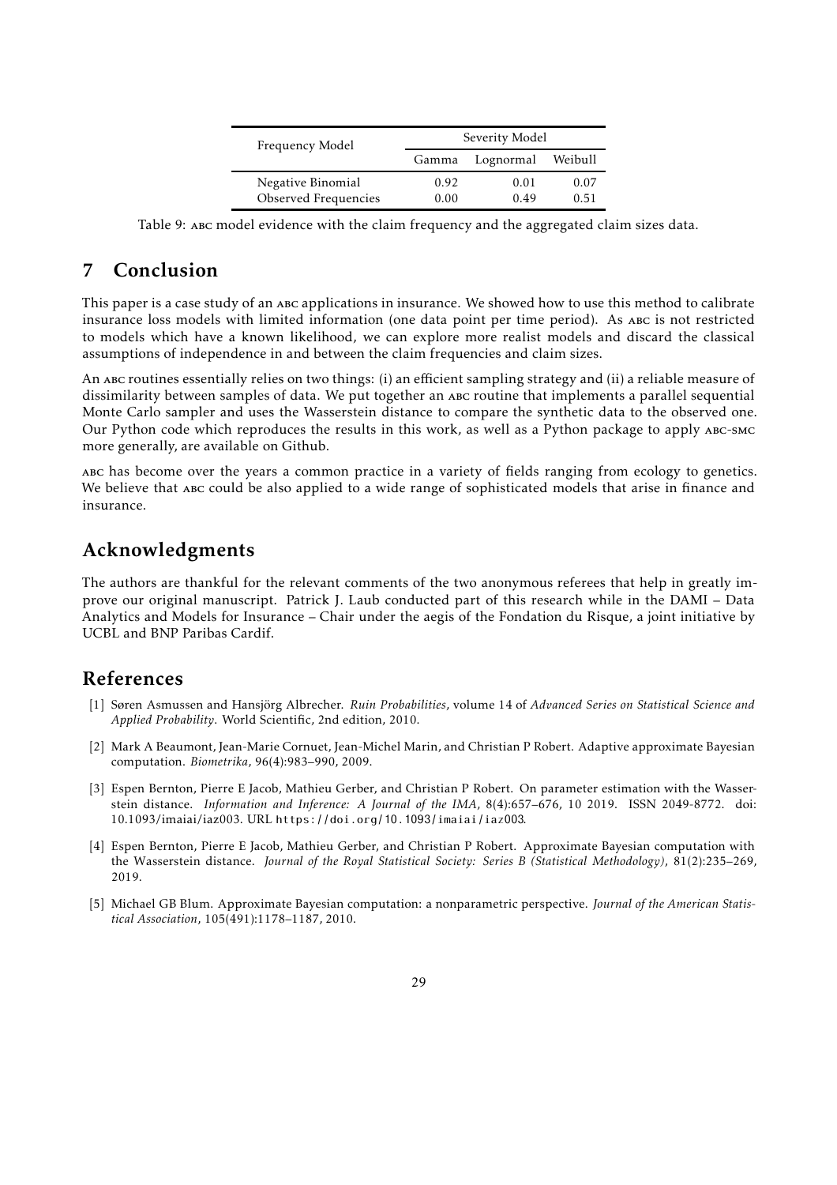| Frequency Model | Severity Model | | |
|---|---|---|---|
| | Gamma | Lognormal | Weibull |
| Negative Binomial | 0.92 | 0.01 | 0.07 |
| Observed Frequencies | 0.00 | 0.49 | 0.51 |

Table 9: ABC model evidence with the claim frequency and the aggregated claim sizes data.

# 7 Conclusion

This paper is a case study of an ABC applications in insurance. We showed how to use this method to calibrate insurance loss models with limited information (one data point per time period). As ABC is not restricted to models which have a known likelihood, we can explore more realist models and discard the classical assumptions of independence in and between the claim frequencies and claim sizes.

An ABC routines essentially relies on two things: (i) an efficient sampling strategy and (ii) a reliable measure of dissimilarity between samples of data. We put together an ABC routine that implements a parallel sequential Monte Carlo sampler and uses the Wasserstein distance to compare the synthetic data to the observed one. Our Python code which reproduces the results in this work, as well as a Python package to apply ABC-SMC more generally, are available on Github.

ABC has become over the years a common practice in a variety of fields ranging from ecology to genetics. We believe that ABC could be also applied to a wide range of sophisticated models that arise in finance and insurance.

# Acknowledgments

The authors are thankful for the relevant comments of the two anonymous referees that help in greatly improve our original manuscript. Patrick J. Laub conducted part of this research while in the DAMI – Data Analytics and Models for Insurance – Chair under the aegis of the Fondation du Risque, a joint initiative by UCBL and BNP Paribas Cardif.

# References

[1] Søren Asmussen and Hansjörg Albrecher. *Ruin Probabilities*, volume 14 of *Advanced Series on Statistical Science and Applied Probability*. World Scientific, 2nd edition, 2010.

[2] Mark A Beaumont, Jean-Marie Cornuet, Jean-Michel Marin, and Christian P Robert. Adaptive approximate Bayesian computation. *Biometrika*, 96(4):983–990, 2009.

[3] Espen Bernton, Pierre E Jacob, Mathieu Gerber, and Christian P Robert. On parameter estimation with the Wasserstein distance. *Information and Inference: A Journal of the IMA*, 8(4):657–676, 10 2019. ISSN 2049-8772. doi: 10.1093/imaiai/iaz003. URL https://doi.org/10.1093/imaiai/iaz003.

[4] Espen Bernton, Pierre E Jacob, Mathieu Gerber, and Christian P Robert. Approximate Bayesian computation with the Wasserstein distance. *Journal of the Royal Statistical Society: Series B (Statistical Methodology)*, 81(2):235–269, 2019.

[5] Michael GB Blum. Approximate Bayesian computation: a nonparametric perspective. *Journal of the American Statistical Association*, 105(491):1178–1187, 2010.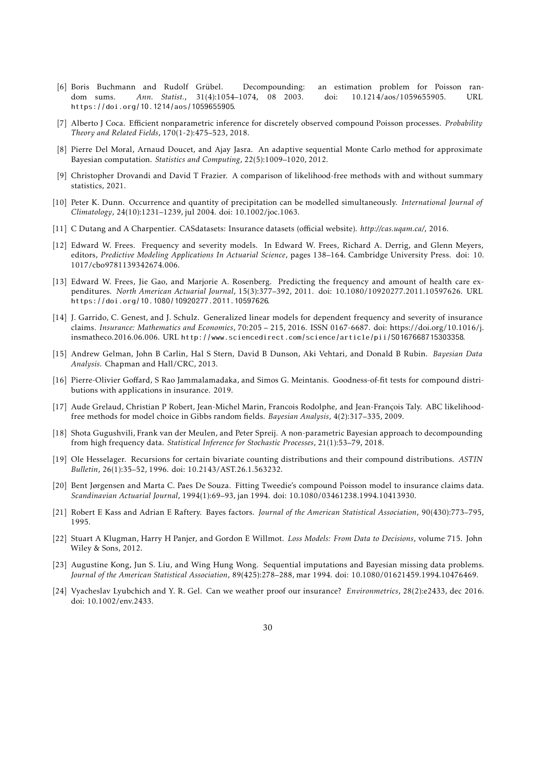- [6] Boris Buchmann and Rudolf Grübel. Decompounding: an estimation problem for Poisson random sums. *Ann. Statist.*, 31(4):1054–1074, 08 2003. doi: 10.1214/aos/1059655905. URL https://doi.org/10.1214/aos/1059655905.
- [7] Alberto J Coca. Efficient nonparametric inference for discretely observed compound Poisson processes. *Probability Theory and Related Fields*, 170(1-2):475–523, 2018.
- [8] Pierre Del Moral, Arnaud Doucet, and Ajay Jasra. An adaptive sequential Monte Carlo method for approximate Bayesian computation. *Statistics and Computing*, 22(5):1009–1020, 2012.
- [9] Christopher Drovandi and David T Frazier. A comparison of likelihood-free methods with and without summary statistics, 2021.
- [10] Peter K. Dunn. Occurrence and quantity of precipitation can be modelled simultaneously. *International Journal of Climatology*, 24(10):1231–1239, jul 2004. doi: 10.1002/joc.1063.
- [11] C Dutang and A Charpentier. CASdatasets: Insurance datasets (official website). *http://cas.uqam.ca/*, 2016.
- [12] Edward W. Frees. Frequency and severity models. In Edward W. Frees, Richard A. Derrig, and Glenn Meyers, editors, *Predictive Modeling Applications In Actuarial Science*, pages 138–164. Cambridge University Press. doi: 10.1017/cbo9781139342674.006.
- [13] Edward W. Frees, Jie Gao, and Marjorie A. Rosenberg. Predicting the frequency and amount of health care expenditures. *North American Actuarial Journal*, 15(3):377–392, 2011. doi: 10.1080/10920277.2011.10597626. URL https://doi.org/10.1080/10920277.2011.10597626.
- [14] J. Garrido, C. Genest, and J. Schulz. Generalized linear models for dependent frequency and severity of insurance claims. *Insurance: Mathematics and Economics*, 70:205 – 215, 2016. ISSN 0167-6687. doi: https://doi.org/10.1016/j.insmatheco.2016.06.006. URL http://www.sciencedirect.com/science/article/pii/S0167668715303358.
- [15] Andrew Gelman, John B Carlin, Hal S Stern, David B Dunson, Aki Vehtari, and Donald B Rubin. *Bayesian Data Analysis*. Chapman and Hall/CRC, 2013.
- [16] Pierre-Olivier Goffard, S Rao Jammalamadaka, and Simos G. Meintanis. Goodness-of-fit tests for compound distributions with applications in insurance. 2019.
- [17] Aude Grelaud, Christian P Robert, Jean-Michel Marin, Francois Rodolphe, and Jean-François Taly. ABC likelihood-free methods for model choice in Gibbs random fields. *Bayesian Analysis*, 4(2):317–335, 2009.
- [18] Shota Gugushvili, Frank van der Meulen, and Peter Spreij. A non-parametric Bayesian approach to decompounding from high frequency data. *Statistical Inference for Stochastic Processes*, 21(1):53–79, 2018.
- [19] Ole Hesselager. Recursions for certain bivariate counting distributions and their compound distributions. *ASTIN Bulletin*, 26(1):35–52, 1996. doi: 10.2143/AST.26.1.563232.
- [20] Bent Jørgensen and Marta C. Paes De Souza. Fitting Tweedie's compound Poisson model to insurance claims data. *Scandinavian Actuarial Journal*, 1994(1):69–93, jan 1994. doi: 10.1080/03461238.1994.10413930.
- [21] Robert E Kass and Adrian E Raftery. Bayes factors. *Journal of the American Statistical Association*, 90(430):773–795, 1995.
- [22] Stuart A Klugman, Harry H Panjer, and Gordon E Willmot. *Loss Models: From Data to Decisions*, volume 715. John Wiley & Sons, 2012.
- [23] Augustine Kong, Jun S. Liu, and Wing Hung Wong. Sequential imputations and Bayesian missing data problems. *Journal of the American Statistical Association*, 89(425):278–288, mar 1994. doi: 10.1080/01621459.1994.10476469.
- [24] Vyacheslav Lyubchich and Y. R. Gel. Can we weather proof our insurance? *Environmetrics*, 28(2):e2433, dec 2016. doi: 10.1002/env.2433.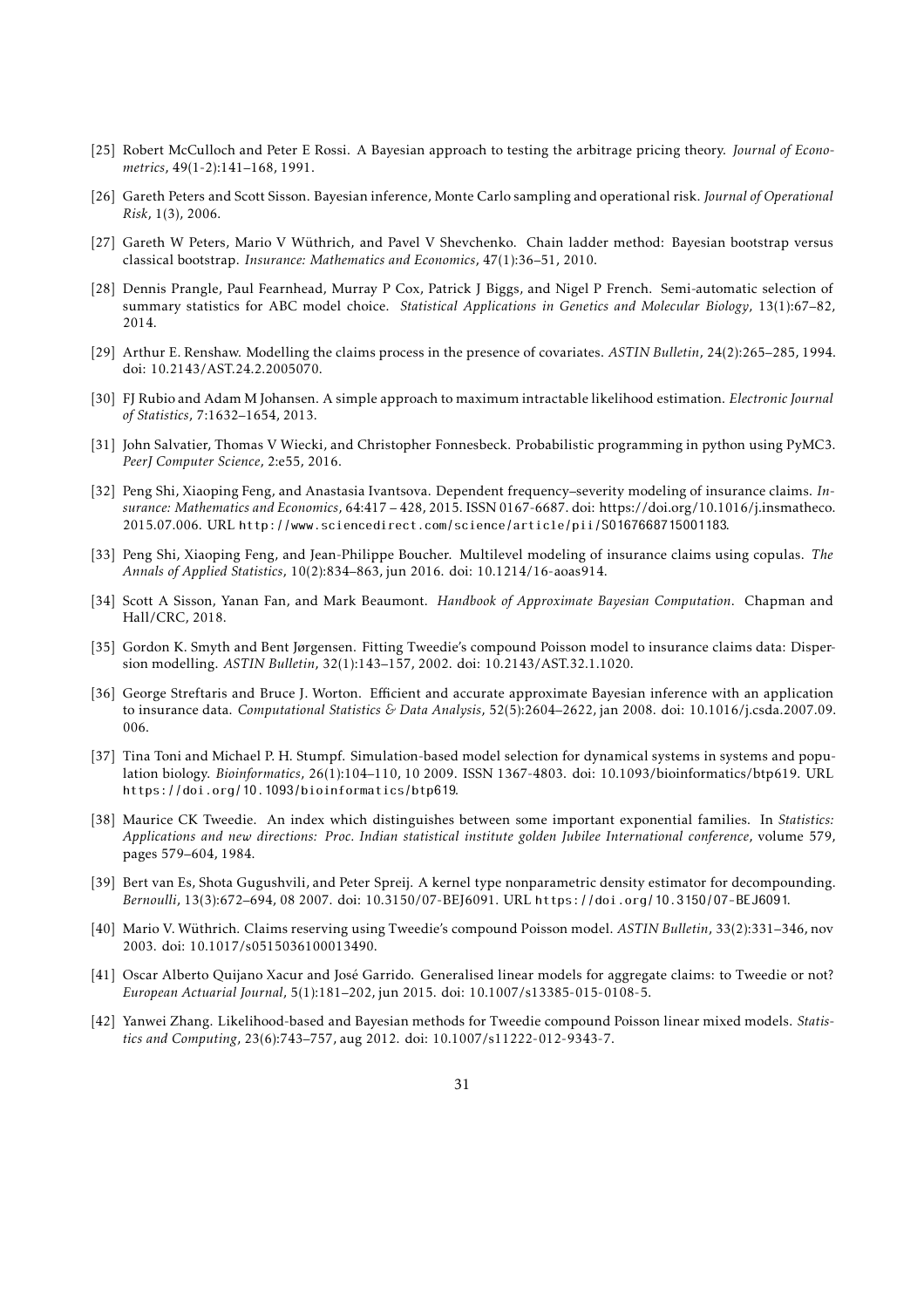[25] Robert McCulloch and Peter E Rossi. A Bayesian approach to testing the arbitrage pricing theory. *Journal of Econometrics*, 49(1-2):141–168, 1991.

[26] Gareth Peters and Scott Sisson. Bayesian inference, Monte Carlo sampling and operational risk. *Journal of Operational Risk*, 1(3), 2006.

[27] Gareth W Peters, Mario V Wüthrich, and Pavel V Shevchenko. Chain ladder method: Bayesian bootstrap versus classical bootstrap. *Insurance: Mathematics and Economics*, 47(1):36–51, 2010.

[28] Dennis Prangle, Paul Fearnhead, Murray P Cox, Patrick J Biggs, and Nigel P French. Semi-automatic selection of summary statistics for ABC model choice. *Statistical Applications in Genetics and Molecular Biology*, 13(1):67–82, 2014.

[29] Arthur E. Renshaw. Modelling the claims process in the presence of covariates. *ASTIN Bulletin*, 24(2):265–285, 1994. doi: 10.2143/AST.24.2.2005070.

[30] FJ Rubio and Adam M Johansen. A simple approach to maximum intractable likelihood estimation. *Electronic Journal of Statistics*, 7:1632–1654, 2013.

[31] John Salvatier, Thomas V Wiecki, and Christopher Fonnesbeck. Probabilistic programming in python using PyMC3. *PeerJ Computer Science*, 2:e55, 2016.

[32] Peng Shi, Xiaoping Feng, and Anastasia Ivantsova. Dependent frequency–severity modeling of insurance claims. *Insurance: Mathematics and Economics*, 64:417 – 428, 2015. ISSN 0167-6687. doi: https://doi.org/10.1016/j.insmatheco.2015.07.006. URL http://www.sciencedirect.com/science/article/pii/S0167668715001183.

[33] Peng Shi, Xiaoping Feng, and Jean-Philippe Boucher. Multilevel modeling of insurance claims using copulas. *The Annals of Applied Statistics*, 10(2):834–863, jun 2016. doi: 10.1214/16-aoas914.

[34] Scott A Sisson, Yanan Fan, and Mark Beaumont. *Handbook of Approximate Bayesian Computation*. Chapman and Hall/CRC, 2018.

[35] Gordon K. Smyth and Bent Jørgensen. Fitting Tweedie's compound Poisson model to insurance claims data: Dispersion modelling. *ASTIN Bulletin*, 32(1):143–157, 2002. doi: 10.2143/AST.32.1.1020.

[36] George Streftaris and Bruce J. Worton. Efficient and accurate approximate Bayesian inference with an application to insurance data. *Computational Statistics & Data Analysis*, 52(5):2604–2622, jan 2008. doi: 10.1016/j.csda.2007.09.006.

[37] Tina Toni and Michael P. H. Stumpf. Simulation-based model selection for dynamical systems in systems and population biology. *Bioinformatics*, 26(1):104–110, 10 2009. ISSN 1367-4803. doi: 10.1093/bioinformatics/btp619. URL https://doi.org/10.1093/bioinformatics/btp619.

[38] Maurice CK Tweedie. An index which distinguishes between some important exponential families. In *Statistics: Applications and new directions: Proc. Indian statistical institute golden Jubilee International conference*, volume 579, pages 579–604, 1984.

[39] Bert van Es, Shota Gugushvili, and Peter Spreij. A kernel type nonparametric density estimator for decompounding. *Bernoulli*, 13(3):672–694, 08 2007. doi: 10.3150/07-BEJ6091. URL https://doi.org/10.3150/07-BEJ6091.

[40] Mario V. Wüthrich. Claims reserving using Tweedie's compound Poisson model. *ASTIN Bulletin*, 33(2):331–346, nov 2003. doi: 10.1017/s0515036100013490.

[41] Oscar Alberto Quijano Xacur and José Garrido. Generalised linear models for aggregate claims: to Tweedie or not? *European Actuarial Journal*, 5(1):181–202, jun 2015. doi: 10.1007/s13385-015-0108-5.

[42] Yanwei Zhang. Likelihood-based and Bayesian methods for Tweedie compound Poisson linear mixed models. *Statistics and Computing*, 23(6):743–757, aug 2012. doi: 10.1007/s11222-012-9343-7.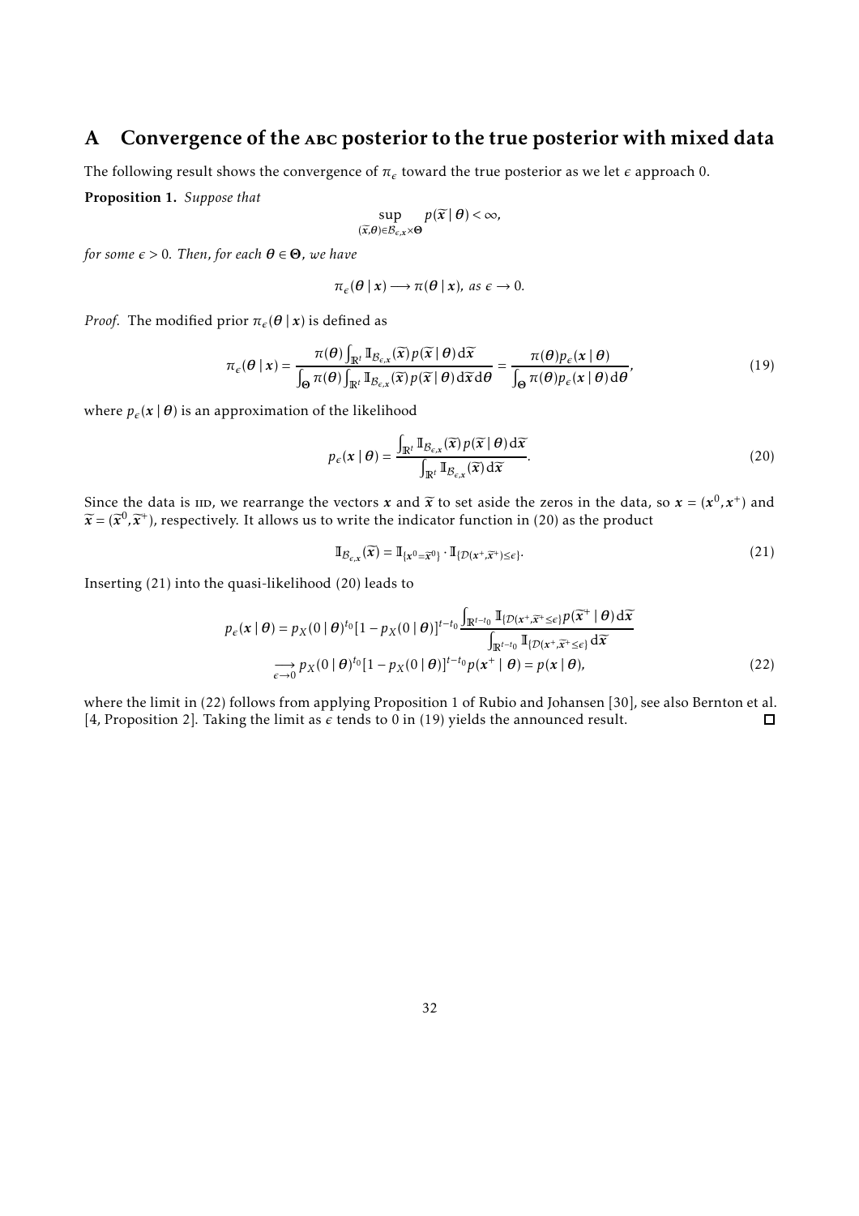# A Convergence of the ABC posterior to the true posterior with mixed data

The following result shows the convergence of $\pi_\epsilon$ toward the true posterior as we let $\epsilon$ approach 0.

**Proposition 1.** *Suppose that*

$$\sup_{(\widetilde{\boldsymbol{x}},\boldsymbol{\theta})\in\mathcal{B}_{\epsilon,\boldsymbol{x}}\times\boldsymbol{\Theta}} p(\widetilde{\boldsymbol{x}}\mid\boldsymbol{\theta}) < \infty,$$

*for some $\epsilon > 0$. Then, for each $\boldsymbol{\theta}\in\boldsymbol{\Theta}$, we have*

$$\pi_\epsilon(\boldsymbol{\theta}\mid\boldsymbol{x}) \longrightarrow \pi(\boldsymbol{\theta}\mid\boldsymbol{x}), \text{ as } \epsilon \to 0.$$

*Proof.* The modified prior $\pi_\epsilon(\boldsymbol{\theta}\mid\boldsymbol{x})$ is defined as

$$\pi_\epsilon(\boldsymbol{\theta}\mid\boldsymbol{x}) = \frac{\pi(\boldsymbol{\theta})\int_{\mathbb{R}^t}\mathbb{I}_{\mathcal{B}_{\epsilon,\boldsymbol{x}}}(\widetilde{\boldsymbol{x}})p(\widetilde{\boldsymbol{x}}\mid\boldsymbol{\theta})\mathrm{d}\widetilde{\boldsymbol{x}}}{\int_{\boldsymbol{\Theta}}\pi(\boldsymbol{\theta})\int_{\mathbb{R}^t}\mathbb{I}_{\mathcal{B}_{\epsilon,\boldsymbol{x}}}(\widetilde{\boldsymbol{x}})p(\widetilde{\boldsymbol{x}}\mid\boldsymbol{\theta})\mathrm{d}\widetilde{\boldsymbol{x}}\mathrm{d}\boldsymbol{\theta}} = \frac{\pi(\boldsymbol{\theta})p_\epsilon(\boldsymbol{x}\mid\boldsymbol{\theta})}{\int_{\boldsymbol{\Theta}}\pi(\boldsymbol{\theta})p_\epsilon(\boldsymbol{x}\mid\boldsymbol{\theta})\mathrm{d}\boldsymbol{\theta}}, \tag{19}$$

where $p_\epsilon(\boldsymbol{x}\mid\boldsymbol{\theta})$ is an approximation of the likelihood

$$p_\epsilon(\boldsymbol{x}\mid\boldsymbol{\theta}) = \frac{\int_{\mathbb{R}^t}\mathbb{I}_{\mathcal{B}_{\epsilon,\boldsymbol{x}}}(\widetilde{\boldsymbol{x}})p(\widetilde{\boldsymbol{x}}\mid\boldsymbol{\theta})\mathrm{d}\widetilde{\boldsymbol{x}}}{\int_{\mathbb{R}^t}\mathbb{I}_{\mathcal{B}_{\epsilon,\boldsymbol{x}}}(\widetilde{\boldsymbol{x}})\mathrm{d}\widetilde{\boldsymbol{x}}}. \tag{20}$$

Since the data is IID, we rearrange the vectors $\boldsymbol{x}$ and $\widetilde{\boldsymbol{x}}$ to set aside the zeros in the data, so $\boldsymbol{x} = (\boldsymbol{x}^0, \boldsymbol{x}^+)$ and $\widetilde{\boldsymbol{x}} = (\widetilde{\boldsymbol{x}}^0, \widetilde{\boldsymbol{x}}^+)$, respectively. It allows us to write the indicator function in (20) as the product

$$\mathbb{I}_{\mathcal{B}_{\epsilon,\boldsymbol{x}}}(\widetilde{\boldsymbol{x}}) = \mathbb{I}_{\{\boldsymbol{x}^0=\widetilde{\boldsymbol{x}}^0\}}\cdot\mathbb{I}_{\{\mathcal{D}(\boldsymbol{x}^+,\widetilde{\boldsymbol{x}}^+)\leq\epsilon\}}. \tag{21}$$

Inserting (21) into the quasi-likelihood (20) leads to

$$\begin{aligned}
p_\epsilon(\boldsymbol{x}\mid\boldsymbol{\theta}) &= p_X(0\mid\boldsymbol{\theta})^{t_0}[1-p_X(0\mid\boldsymbol{\theta})]^{t-t_0}\frac{\int_{\mathbb{R}^{t-t_0}}\mathbb{I}_{\{\mathcal{D}(\boldsymbol{x}^+,\widetilde{\boldsymbol{x}}^+\leq\epsilon\}}p(\widetilde{\boldsymbol{x}}^+\mid\boldsymbol{\theta})\mathrm{d}\widetilde{\boldsymbol{x}}}{\int_{\mathbb{R}^{t-t_0}}\mathbb{I}_{\{\mathcal{D}(\boldsymbol{x}^+,\widetilde{\boldsymbol{x}}^+\leq\epsilon\}}\mathrm{d}\widetilde{\boldsymbol{x}}} \\
&\underset{\epsilon\to 0}{\longrightarrow} p_X(0\mid\boldsymbol{\theta})^{t_0}[1-p_X(0\mid\boldsymbol{\theta})]^{t-t_0}p(\boldsymbol{x}^+\mid\boldsymbol{\theta}) = p(\boldsymbol{x}\mid\boldsymbol{\theta}),
\end{aligned} \tag{22}$$

where the limit in (22) follows from applying Proposition 1 of Rubio and Johansen [30], see also Bernton et al. [4, Proposition 2]. Taking the limit as $\epsilon$ tends to 0 in (19) yields the announced result. □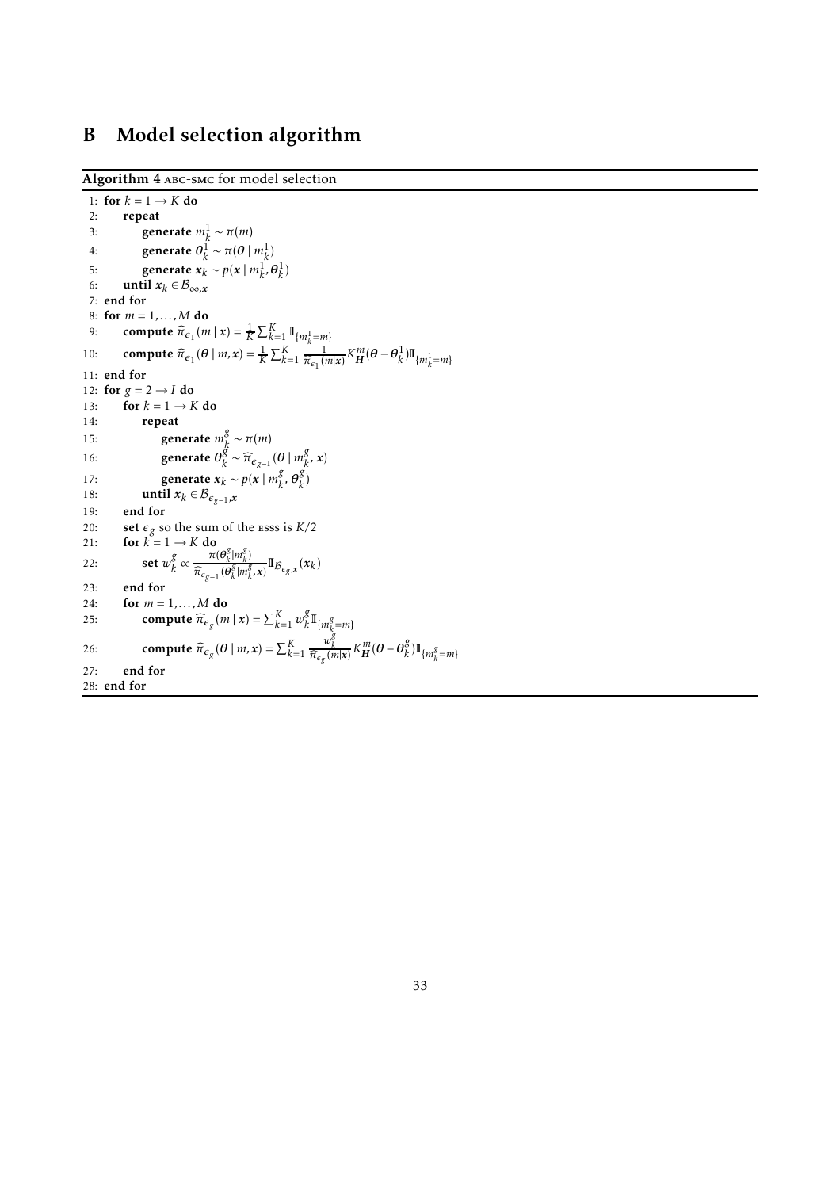# B Model selection algorithm

**Algorithm 4** ABC-SMC for model selection

```
1: for k = 1 → K do
2:     repeat
3:         generate m_k^1 ~ π(m)
4:         generate θ_k^1 ~ π(θ | m_k^1)
5:         generate x_k ~ p(x | m_k^1, θ_k^1)
6:     until x_k ∈ B_{∞,x}
7: end for
8: for m = 1, ..., M do
9:     compute π̂_{ε_1}(m | x) = (1/K) Σ_{k=1}^K 𝕀_{m_k^1 = m}
10:    compute π̂_{ε_1}(θ | m, x) = (1/K) Σ_{k=1}^K [1 / π̂_{ε_1}(m|x)] K_H^m(θ − θ_k^1) 𝕀_{m_k^1 = m}
11: end for
12: for g = 2 → I do
13:    for k = 1 → K do
14:        repeat
15:            generate m_k^g ~ π(m)
16:            generate θ_k^g ~ π̂_{ε_{g−1}}(θ | m_k^g, x)
17:            generate x_k ~ p(x | m_k^g, θ_k^g)
18:        until x_k ∈ B_{ε_{g−1},x}
19:    end for
20:    set ε_g so the sum of the ESSs is K/2
21:    for k = 1 → K do
22:        set w_k^g ∝ [π(θ_k^g | m_k^g) / π̂_{ε_{g−1}}(θ_k^g | m_k^g, x)] 𝕀_{B_{ε_g,x}}(x_k)
23:    end for
24:    for m = 1, ..., M do
25:        compute π̂_{ε_g}(m | x) = Σ_{k=1}^K w_k^g 𝕀_{m_k^g = m}
26:        compute π̂_{ε_g}(θ | m, x) = Σ_{k=1}^K [w_k^g / π̂_{ε_g}(m|x)] K_H^m(θ − θ_k^g) 𝕀_{m_k^g = m}
27:    end for
28: end for
```

In mathematical notation:

1: **for** $k = 1 \to K$ **do**
2: **repeat**
3: **generate** $m_k^1 \sim \pi(m)$
4: **generate** $\boldsymbol{\theta}_k^1 \sim \pi(\boldsymbol{\theta} \mid m_k^1)$
5: **generate** $\boldsymbol{x}_k \sim p(\boldsymbol{x} \mid m_k^1, \boldsymbol{\theta}_k^1)$
6: **until** $\boldsymbol{x}_k \in \mathcal{B}_{\infty,\boldsymbol{x}}$
7: **end for**
8: **for** $m = 1, \ldots, M$ **do**
9: **compute** $\widehat{\pi}_{\epsilon_1}(m \mid \boldsymbol{x}) = \frac{1}{K}\sum_{k=1}^{K} \mathbb{I}_{\{m_k^1 = m\}}$
10: **compute** $\widehat{\pi}_{\epsilon_1}(\boldsymbol{\theta} \mid m, \boldsymbol{x}) = \frac{1}{K}\sum_{k=1}^{K} \frac{1}{\widehat{\pi}_{\epsilon_1}(m|\boldsymbol{x})} K_{\boldsymbol{H}}^{m}(\boldsymbol{\theta} - \boldsymbol{\theta}_k^1)\mathbb{I}_{\{m_k^1 = m\}}$
11: **end for**
12: **for** $g = 2 \to I$ **do**
13: **for** $k = 1 \to K$ **do**
14: **repeat**
15: **generate** $m_k^g \sim \pi(m)$
16: **generate** $\boldsymbol{\theta}_k^g \sim \widehat{\pi}_{\epsilon_{g-1}}(\boldsymbol{\theta} \mid m_k^g, \boldsymbol{x})$
17: **generate** $\boldsymbol{x}_k \sim p(\boldsymbol{x} \mid m_k^g, \boldsymbol{\theta}_k^g)$
18: **until** $\boldsymbol{x}_k \in \mathcal{B}_{\epsilon_{g-1},\boldsymbol{x}}$
19: **end for**
20: **set** $\epsilon_g$ so the sum of the ESSs is $K/2$
21: **for** $k = 1 \to K$ **do**
22: **set** $w_k^g \propto \frac{\pi(\boldsymbol{\theta}_k^g \mid m_k^g)}{\widehat{\pi}_{\epsilon_{g-1}}(\boldsymbol{\theta}_k^g \mid m_k^g, \boldsymbol{x})}\mathbb{I}_{\mathcal{B}_{\epsilon_g,\boldsymbol{x}}}(\boldsymbol{x}_k)$
23: **end for**
24: **for** $m = 1, \ldots, M$ **do**
25: **compute** $\widehat{\pi}_{\epsilon_g}(m \mid \boldsymbol{x}) = \sum_{k=1}^{K} w_k^g \mathbb{I}_{\{m_k^g = m\}}$
26: **compute** $\widehat{\pi}_{\epsilon_g}(\boldsymbol{\theta} \mid m, \boldsymbol{x}) = \sum_{k=1}^{K} \frac{w_k^g}{\widehat{\pi}_{\epsilon_g}(m|\boldsymbol{x})} K_{\boldsymbol{H}}^{m}(\boldsymbol{\theta} - \boldsymbol{\theta}_k^g)\mathbb{I}_{\{m_k^g = m\}}$
27: **end for**
28: **end for**